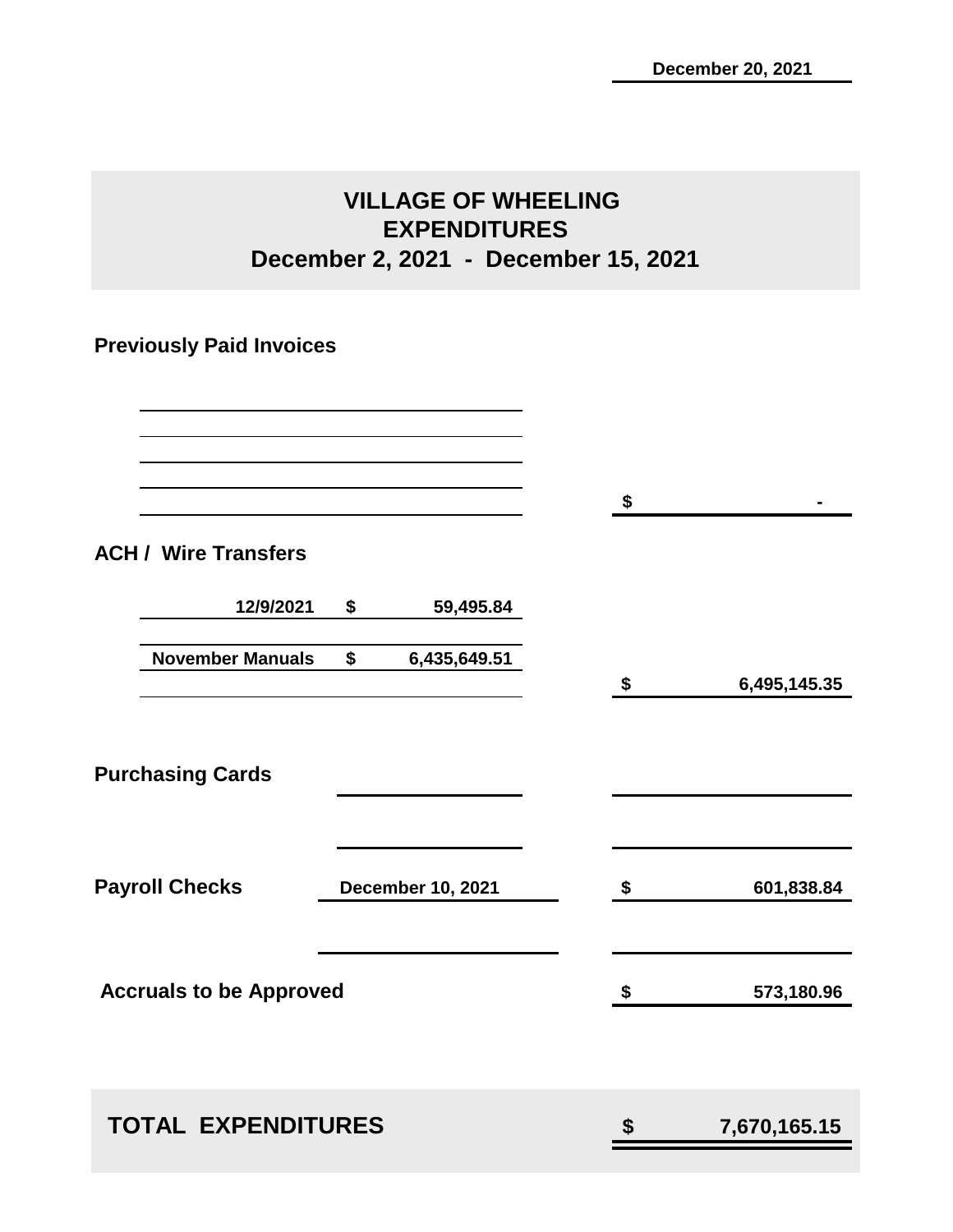December 20, 2021

# VILLAGE OF WHEELING
## EXPENDITURES
### December 2, 2021 - December 15, 2021

**Previously Paid Invoices**

| | | |
|---|---|---|
| | | $ - |

**ACH / Wire Transfers**

| | | |
|---|---|---|
| 12/9/2021 | $ 59,495.84 | |
| November Manuals | $ 6,435,649.51 | |
| | | $ 6,495,145.35 |

**Purchasing Cards**

| | | |
|---|---|---|
| **Payroll Checks** | December 10, 2021 | $ 601,838.84 |
| **Accruals to be Approved** | | $ 573,180.96 |

| | |
|---|---|
| **TOTAL EXPENDITURES** | **$ 7,670,165.15** |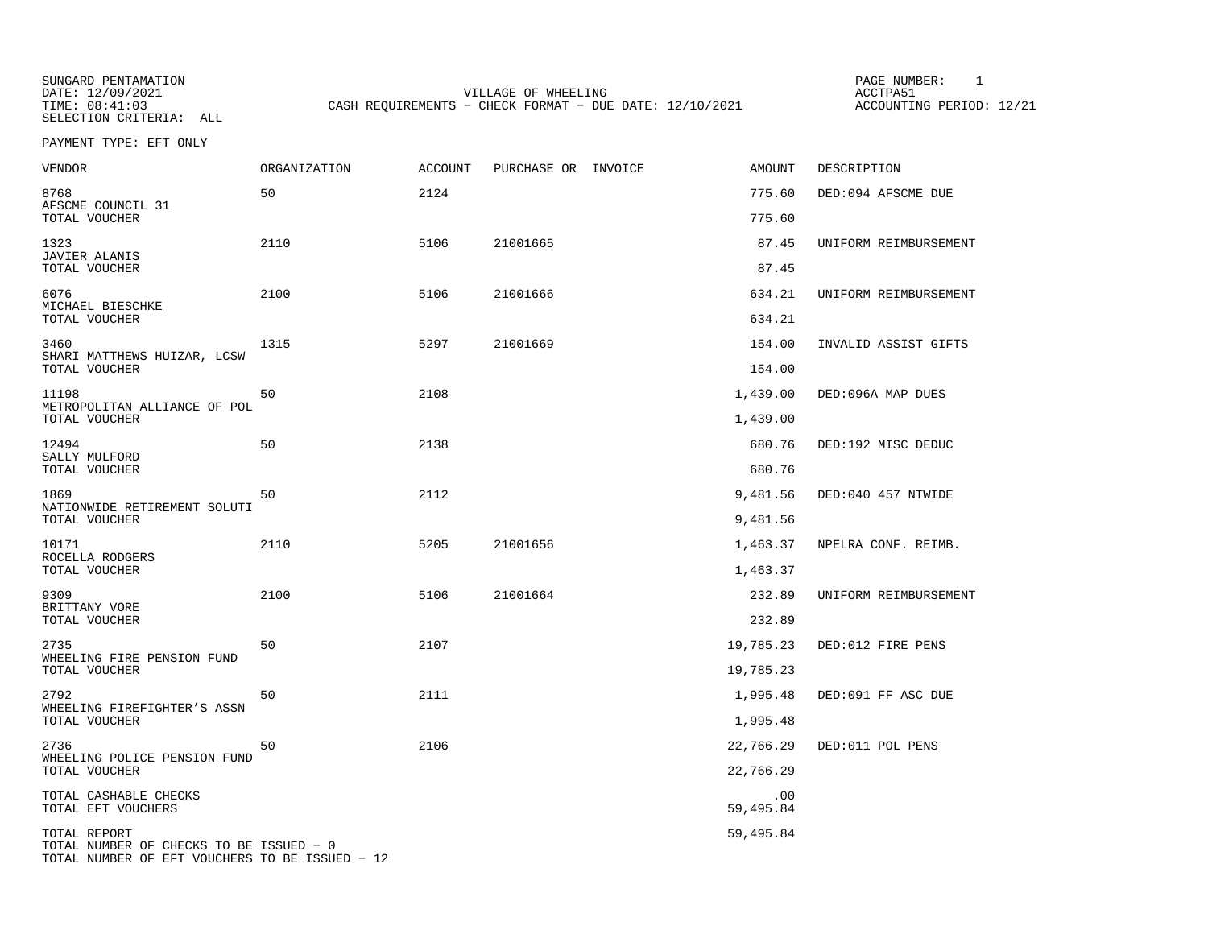SUNGARD PENTAMATION
DATE: 12/09/2021
TIME: 08:41:03
SELECTION CRITERIA: ALL

VILLAGE OF WHEELING
CASH REQUIREMENTS - CHECK FORMAT - DUE DATE: 12/10/2021

PAGE NUMBER: 1
ACCTPA51
ACCOUNTING PERIOD: 12/21

PAYMENT TYPE: EFT ONLY

| VENDOR | ORGANIZATION | ACCOUNT | PURCHASE OR | INVOICE | AMOUNT | DESCRIPTION |
|---|---|---|---|---|---|---|
| 8768 AFSCME COUNCIL 31 | 50 | 2124 | | | 775.60 | DED:094 AFSCME DUE |
| TOTAL VOUCHER | | | | | 775.60 | |
| 1323 JAVIER ALANIS | 2110 | 5106 | 21001665 | | 87.45 | UNIFORM REIMBURSEMENT |
| TOTAL VOUCHER | | | | | 87.45 | |
| 6076 MICHAEL BIESCHKE | 2100 | 5106 | 21001666 | | 634.21 | UNIFORM REIMBURSEMENT |
| TOTAL VOUCHER | | | | | 634.21 | |
| 3460 SHARI MATTHEWS HUIZAR, LCSW | 1315 | 5297 | 21001669 | | 154.00 | INVALID ASSIST GIFTS |
| TOTAL VOUCHER | | | | | 154.00 | |
| 11198 METROPOLITAN ALLIANCE OF POL | 50 | 2108 | | | 1,439.00 | DED:096A MAP DUES |
| TOTAL VOUCHER | | | | | 1,439.00 | |
| 12494 SALLY MULFORD | 50 | 2138 | | | 680.76 | DED:192 MISC DEDUC |
| TOTAL VOUCHER | | | | | 680.76 | |
| 1869 NATIONWIDE RETIREMENT SOLUTI | 50 | 2112 | | | 9,481.56 | DED:040 457 NTWIDE |
| TOTAL VOUCHER | | | | | 9,481.56 | |
| 10171 ROCELLA RODGERS | 2110 | 5205 | 21001656 | | 1,463.37 | NPELRA CONF. REIMB. |
| TOTAL VOUCHER | | | | | 1,463.37 | |
| 9309 BRITTANY VORE | 2100 | 5106 | 21001664 | | 232.89 | UNIFORM REIMBURSEMENT |
| TOTAL VOUCHER | | | | | 232.89 | |
| 2735 WHEELING FIRE PENSION FUND | 50 | 2107 | | | 19,785.23 | DED:012 FIRE PENS |
| TOTAL VOUCHER | | | | | 19,785.23 | |
| 2792 WHEELING FIREFIGHTER'S ASSN | 50 | 2111 | | | 1,995.48 | DED:091 FF ASC DUE |
| TOTAL VOUCHER | | | | | 1,995.48 | |
| 2736 WHEELING POLICE PENSION FUND | 50 | 2106 | | | 22,766.29 | DED:011 POL PENS |
| TOTAL VOUCHER | | | | | 22,766.29 | |
| TOTAL CASHABLE CHECKS | | | | | .00 | |
| TOTAL EFT VOUCHERS | | | | | 59,495.84 | |
| TOTAL REPORT | | | | | 59,495.84 | |

TOTAL NUMBER OF CHECKS TO BE ISSUED - 0
TOTAL NUMBER OF EFT VOUCHERS TO BE ISSUED - 12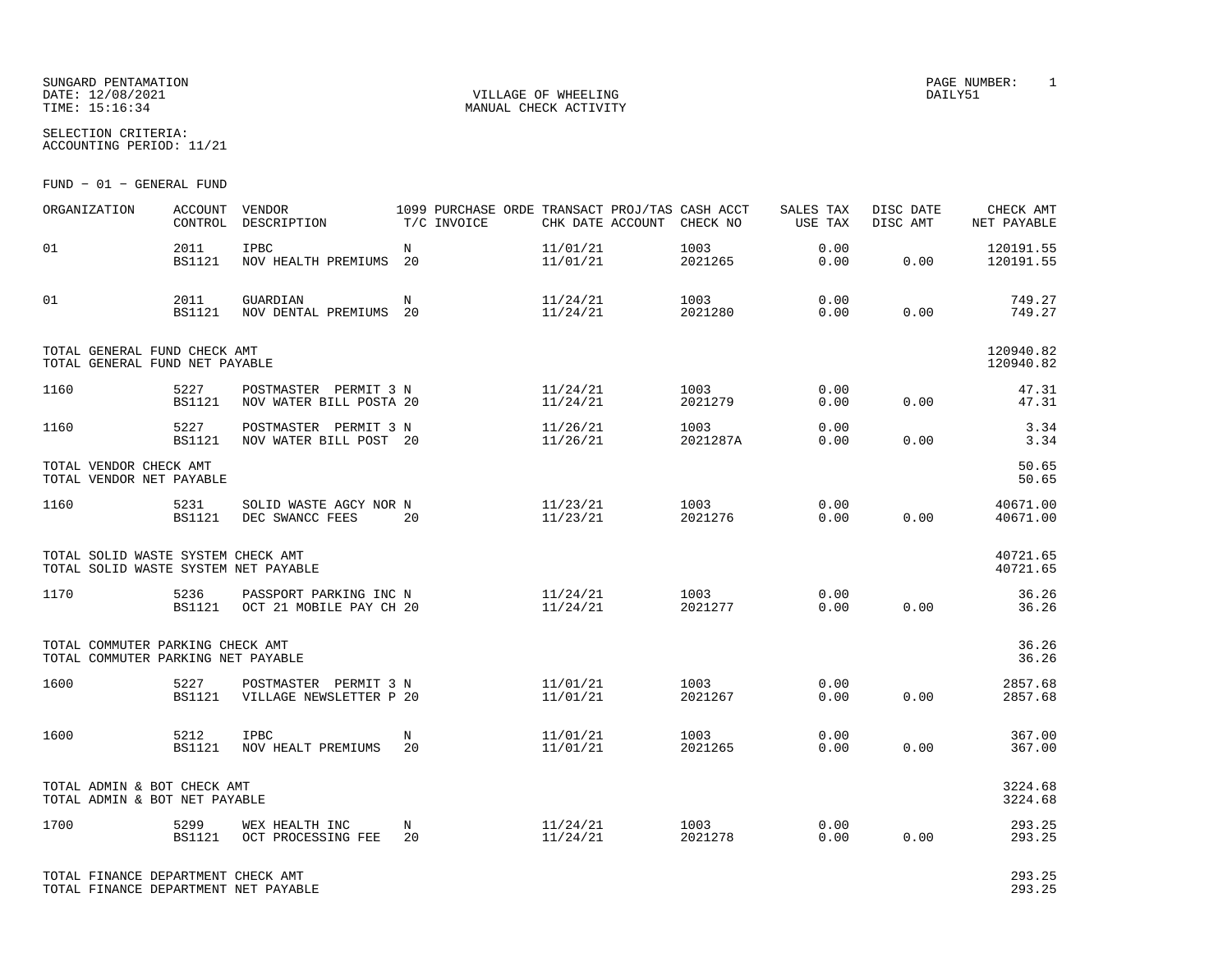SUNGARD PENTAMATION
DATE: 12/08/2021
TIME: 15:16:34

VILLAGE OF WHEELING
MANUAL CHECK ACTIVITY

PAGE NUMBER: 1
DAILY51

SELECTION CRITERIA:
ACCOUNTING PERIOD: 11/21

FUND - 01 - GENERAL FUND

| ORGANIZATION | ACCOUNT CONTROL | VENDOR DESCRIPTION | 1099 T/C | PURCHASE ORDE INVOICE | TRANSACT CHK DATE | PROJ/TAS ACCOUNT | CASH ACCT CHECK NO | SALES TAX USE TAX | DISC DATE DISC AMT | CHECK AMT NET PAYABLE |
|---|---|---|---|---|---|---|---|---|---|---|
| 01 | 2011 | IPBC | N | | 11/01/21 | | 1003 | 0.00 | | 120191.55 |
| | BS1121 | NOV HEALTH PREMIUMS | 20 | | 11/01/21 | | 2021265 | 0.00 | 0.00 | 120191.55 |
| 01 | 2011 | GUARDIAN | N | | 11/24/21 | | 1003 | 0.00 | | 749.27 |
| | BS1121 | NOV DENTAL PREMIUMS | 20 | | 11/24/21 | | 2021280 | 0.00 | 0.00 | 749.27 |
| TOTAL GENERAL FUND CHECK AMT | | | | | | | | | | 120940.82 |
| TOTAL GENERAL FUND NET PAYABLE | | | | | | | | | | 120940.82 |
| 1160 | 5227 | POSTMASTER PERMIT 3 | N | | 11/24/21 | | 1003 | 0.00 | | 47.31 |
| | BS1121 | NOV WATER BILL POSTA | 20 | | 11/24/21 | | 2021279 | 0.00 | 0.00 | 47.31 |
| 1160 | 5227 | POSTMASTER PERMIT 3 | N | | 11/26/21 | | 1003 | 0.00 | | 3.34 |
| | BS1121 | NOV WATER BILL POST | 20 | | 11/26/21 | | 2021287A | 0.00 | 0.00 | 3.34 |
| TOTAL VENDOR CHECK AMT | | | | | | | | | | 50.65 |
| TOTAL VENDOR NET PAYABLE | | | | | | | | | | 50.65 |
| 1160 | 5231 | SOLID WASTE AGCY NOR | N | | 11/23/21 | | 1003 | 0.00 | | 40671.00 |
| | BS1121 | DEC SWANCC FEES | 20 | | 11/23/21 | | 2021276 | 0.00 | 0.00 | 40671.00 |
| TOTAL SOLID WASTE SYSTEM CHECK AMT | | | | | | | | | | 40721.65 |
| TOTAL SOLID WASTE SYSTEM NET PAYABLE | | | | | | | | | | 40721.65 |
| 1170 | 5236 | PASSPORT PARKING INC | N | | 11/24/21 | | 1003 | 0.00 | | 36.26 |
| | BS1121 | OCT 21 MOBILE PAY CH | 20 | | 11/24/21 | | 2021277 | 0.00 | 0.00 | 36.26 |
| TOTAL COMMUTER PARKING CHECK AMT | | | | | | | | | | 36.26 |
| TOTAL COMMUTER PARKING NET PAYABLE | | | | | | | | | | 36.26 |
| 1600 | 5227 | POSTMASTER PERMIT 3 | N | | 11/01/21 | | 1003 | 0.00 | | 2857.68 |
| | BS1121 | VILLAGE NEWSLETTER P | 20 | | 11/01/21 | | 2021267 | 0.00 | 0.00 | 2857.68 |
| 1600 | 5212 | IPBC | N | | 11/01/21 | | 1003 | 0.00 | | 367.00 |
| | BS1121 | NOV HEALT PREMIUMS | 20 | | 11/01/21 | | 2021265 | 0.00 | 0.00 | 367.00 |
| TOTAL ADMIN & BOT CHECK AMT | | | | | | | | | | 3224.68 |
| TOTAL ADMIN & BOT NET PAYABLE | | | | | | | | | | 3224.68 |
| 1700 | 5299 | WEX HEALTH INC | N | | 11/24/21 | | 1003 | 0.00 | | 293.25 |
| | BS1121 | OCT PROCESSING FEE | 20 | | 11/24/21 | | 2021278 | 0.00 | 0.00 | 293.25 |
| TOTAL FINANCE DEPARTMENT CHECK AMT | | | | | | | | | | 293.25 |
| TOTAL FINANCE DEPARTMENT NET PAYABLE | | | | | | | | | | 293.25 |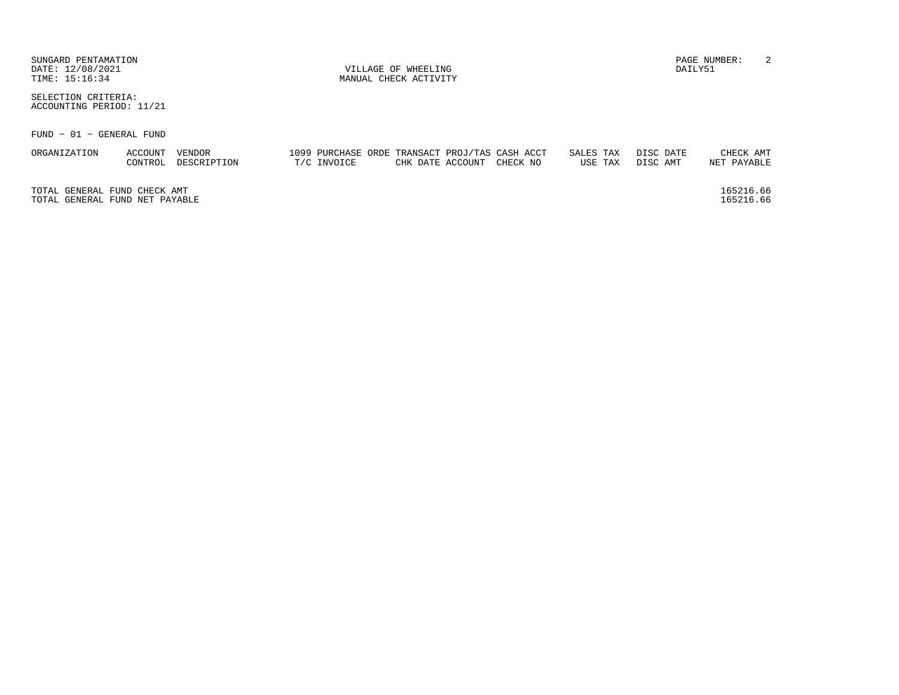SUNGARD PENTAMATION
DATE: 12/08/2021
TIME: 15:16:34

VILLAGE OF WHEELING
MANUAL CHECK ACTIVITY

DAILY51

SELECTION CRITERIA:
ACCOUNTING PERIOD: 11/21

FUND - 01 - GENERAL FUND

| ORGANIZATION | ACCOUNT / CONTROL | VENDOR / DESCRIPTION | 1099 PURCHASE ORDE / T/C INVOICE | TRANSACT / CHK DATE | PROJ/TAS / ACCOUNT | CASH ACCT / CHECK NO | SALES TAX / USE TAX | DISC DATE / DISC AMT | CHECK AMT / NET PAYABLE |
|---|---|---|---|---|---|---|---|---|---|

TOTAL GENERAL FUND CHECK AMT 165216.66
TOTAL GENERAL FUND NET PAYABLE 165216.66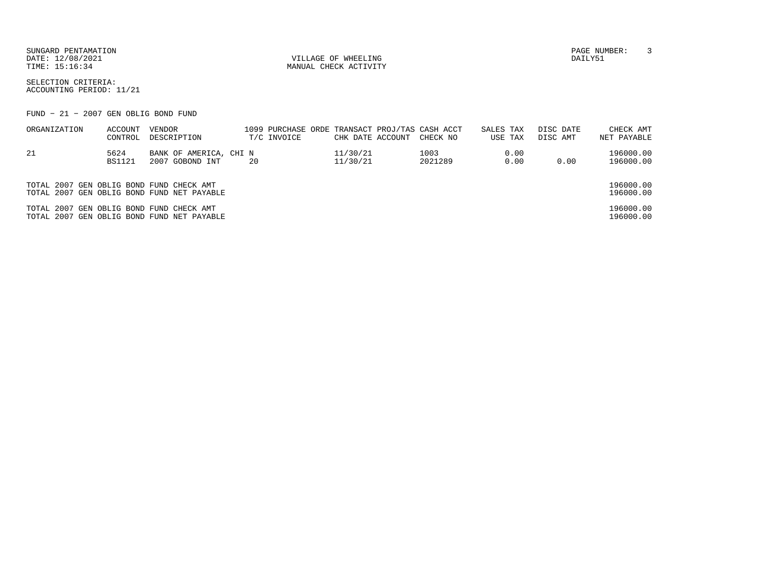SUNGARD PENTAMATION
DATE: 12/08/2021
TIME: 15:16:34

VILLAGE OF WHEELING
MANUAL CHECK ACTIVITY

PAGE NUMBER: 3
DAILY51

SELECTION CRITERIA:
ACCOUNTING PERIOD: 11/21

FUND - 21 - 2007 GEN OBLIG BOND FUND

| ORGANIZATION | ACCOUNT CONTROL | VENDOR DESCRIPTION | 1099 T/C | PURCHASE ORDE INVOICE | TRANSACT CHK DATE | PROJ/TAS ACCOUNT | CASH ACCT CHECK NO | SALES TAX USE TAX | DISC DATE DISC AMT | CHECK AMT NET PAYABLE |
|---|---|---|---|---|---|---|---|---|---|---|
| 21 | 5624 | BANK OF AMERICA, CHI | N | | 11/30/21 | | 1003 | 0.00 | | 196000.00 |
| | BS1121 | 2007 GOBOND INT | 20 | | 11/30/21 | | 2021289 | 0.00 | 0.00 | 196000.00 |

TOTAL 2007 GEN OBLIG BOND FUND CHECK AMT 196000.00
TOTAL 2007 GEN OBLIG BOND FUND NET PAYABLE 196000.00

TOTAL 2007 GEN OBLIG BOND FUND CHECK AMT 196000.00
TOTAL 2007 GEN OBLIG BOND FUND NET PAYABLE 196000.00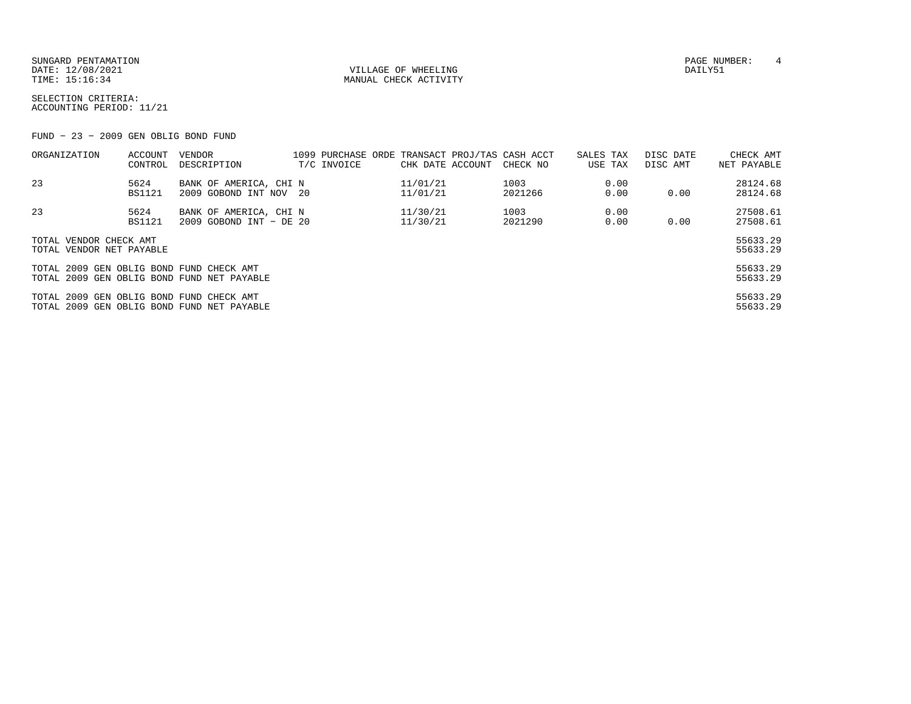SUNGARD PENTAMATION
DATE: 12/08/2021
TIME: 15:16:34

VILLAGE OF WHEELING
MANUAL CHECK ACTIVITY

PAGE NUMBER: 4
DAILY51

SELECTION CRITERIA:
ACCOUNTING PERIOD: 11/21

FUND - 23 - 2009 GEN OBLIG BOND FUND

| ORGANIZATION | ACCOUNT CONTROL | VENDOR DESCRIPTION | 1099 T/C | PURCHASE ORDE INVOICE | TRANSACT CHK DATE | PROJ/TAS ACCOUNT | CASH ACCT CHECK NO | SALES TAX USE TAX | DISC DATE DISC AMT | CHECK AMT NET PAYABLE |
|---|---|---|---|---|---|---|---|---|---|---|
| 23 | 5624 | BANK OF AMERICA, CHI | N | | 11/01/21 | | 1003 | 0.00 | | 28124.68 |
| | BS1121 | 2009 GOBOND INT NOV | 20 | | 11/01/21 | | 2021266 | 0.00 | 0.00 | 28124.68 |
| 23 | 5624 | BANK OF AMERICA, CHI | N | | 11/30/21 | | 1003 | 0.00 | | 27508.61 |
| | BS1121 | 2009 GOBOND INT - DE | 20 | | 11/30/21 | | 2021290 | 0.00 | 0.00 | 27508.61 |

| | |
|---|---|
| TOTAL VENDOR CHECK AMT | 55633.29 |
| TOTAL VENDOR NET PAYABLE | 55633.29 |
| TOTAL 2009 GEN OBLIG BOND FUND CHECK AMT | 55633.29 |
| TOTAL 2009 GEN OBLIG BOND FUND NET PAYABLE | 55633.29 |
| TOTAL 2009 GEN OBLIG BOND FUND CHECK AMT | 55633.29 |
| TOTAL 2009 GEN OBLIG BOND FUND NET PAYABLE | 55633.29 |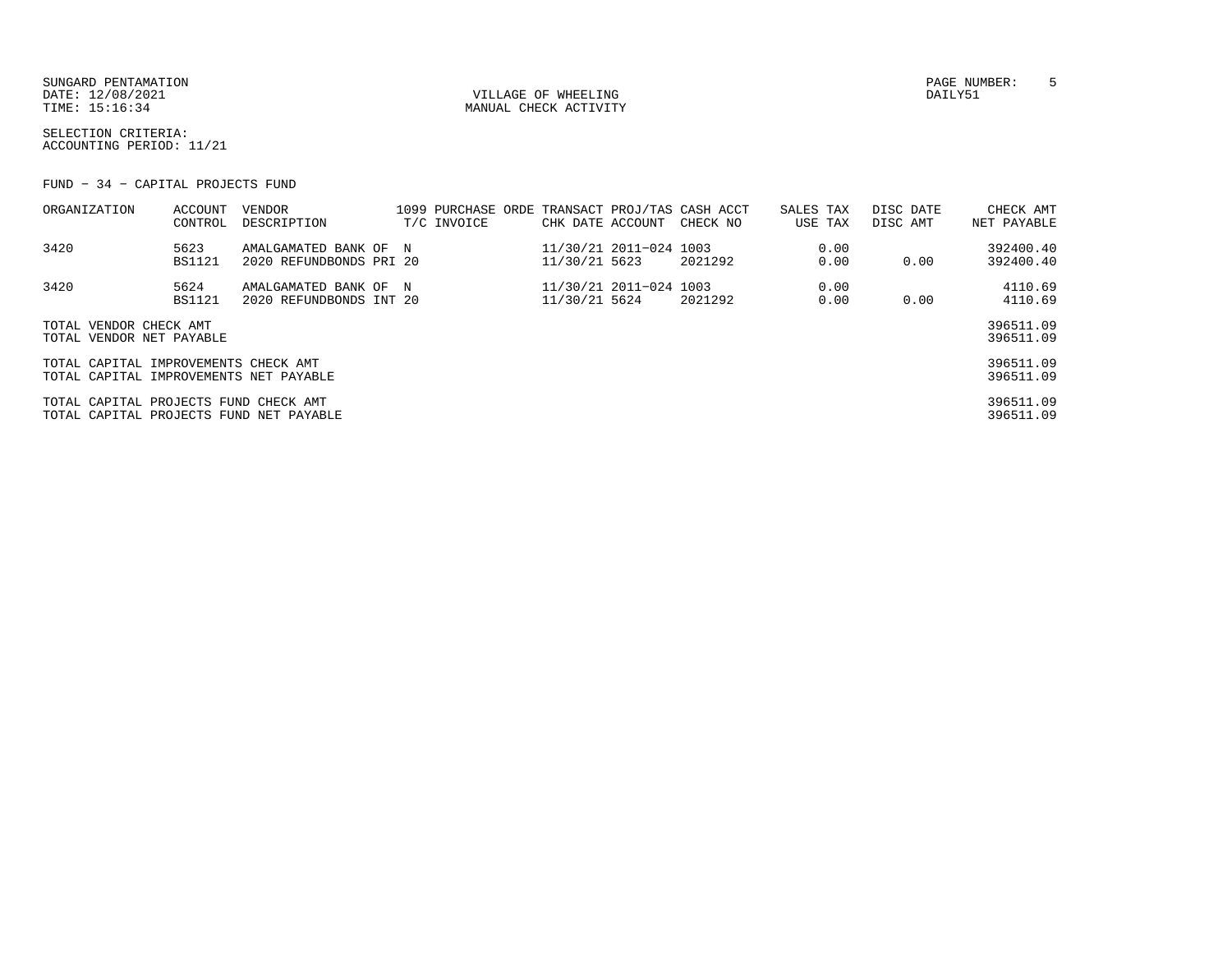SUNGARD PENTAMATION
DATE: 12/08/2021
TIME: 15:16:34

VILLAGE OF WHEELING
MANUAL CHECK ACTIVITY

PAGE NUMBER: 5
DAILY51

SELECTION CRITERIA:
ACCOUNTING PERIOD: 11/21

FUND - 34 - CAPITAL PROJECTS FUND

| ORGANIZATION | ACCOUNT CONTROL | VENDOR DESCRIPTION | 1099 T/C | PURCHASE ORDE INVOICE | TRANSACT CHK DATE | PROJ/TAS ACCOUNT | CASH ACCT CHECK NO | SALES TAX USE TAX | DISC DATE DISC AMT | CHECK AMT NET PAYABLE |
|---|---|---|---|---|---|---|---|---|---|---|
| 3420 | 5623<br>BS1121 | AMALGAMATED BANK OF<br>2020 REFUNDBONDS PRI | N<br>20 | | 11/30/21<br>11/30/21 | 2011-024<br>5623 | 1003<br>2021292 | 0.00<br>0.00 | <br>0.00 | 392400.40<br>392400.40 |
| 3420 | 5624<br>BS1121 | AMALGAMATED BANK OF<br>2020 REFUNDBONDS INT | N<br>20 | | 11/30/21<br>11/30/21 | 2011-024<br>5624 | 1003<br>2021292 | 0.00<br>0.00 | <br>0.00 | 4110.69<br>4110.69 |
| TOTAL VENDOR CHECK AMT | | | | | | | | | | 396511.09 |
| TOTAL VENDOR NET PAYABLE | | | | | | | | | | 396511.09 |
| TOTAL CAPITAL IMPROVEMENTS CHECK AMT | | | | | | | | | | 396511.09 |
| TOTAL CAPITAL IMPROVEMENTS NET PAYABLE | | | | | | | | | | 396511.09 |
| TOTAL CAPITAL PROJECTS FUND CHECK AMT | | | | | | | | | | 396511.09 |
| TOTAL CAPITAL PROJECTS FUND NET PAYABLE | | | | | | | | | | 396511.09 |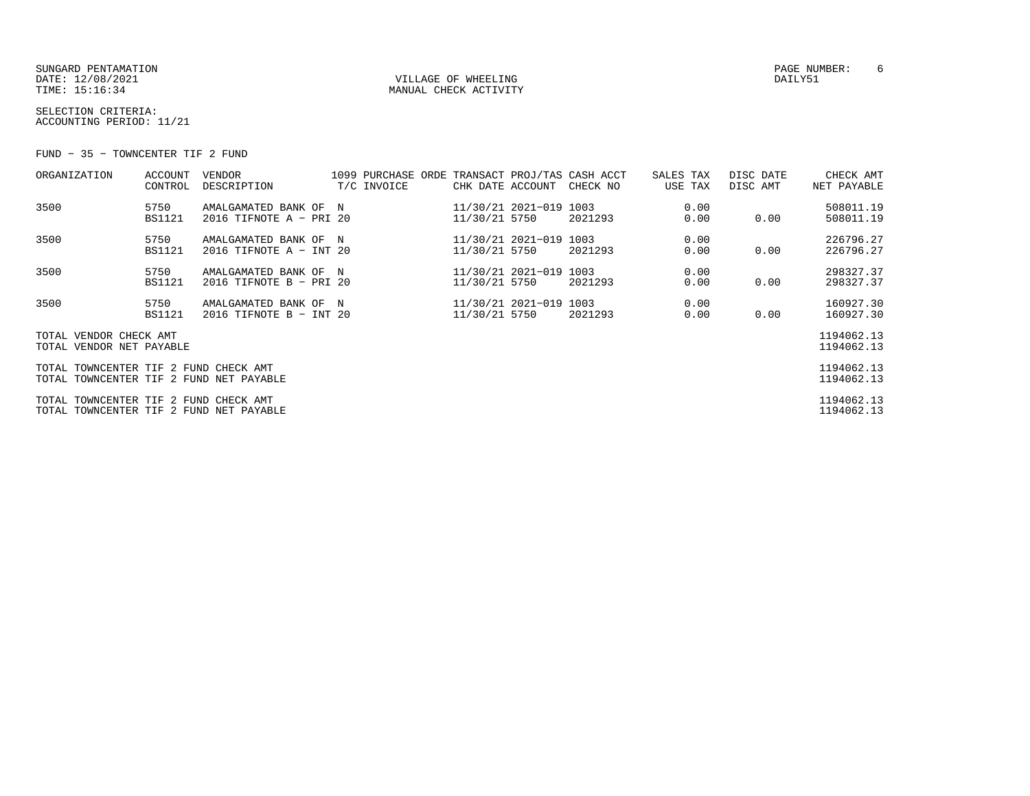SUNGARD PENTAMATION
DATE: 12/08/2021
TIME: 15:16:34

VILLAGE OF WHEELING
MANUAL CHECK ACTIVITY

PAGE NUMBER: 6
DAILY51

SELECTION CRITERIA:
ACCOUNTING PERIOD: 11/21

FUND - 35 - TOWNCENTER TIF 2 FUND

| ORGANIZATION | ACCOUNT CONTROL | VENDOR DESCRIPTION | 1099 T/C | PURCHASE ORDE INVOICE | TRANSACT CHK DATE | PROJ/TAS ACCOUNT | CASH ACCT CHECK NO | SALES TAX USE TAX | DISC DATE DISC AMT | CHECK AMT NET PAYABLE |
|---|---|---|---|---|---|---|---|---|---|---|
| 3500 | 5750 BS1121 | AMALGAMATED BANK OF 2016 TIFNOTE A - PRI 20 | N | | 11/30/21 11/30/21 | 2021-019 5750 | 1003 2021293 | 0.00 0.00 | 0.00 | 508011.19 508011.19 |
| 3500 | 5750 BS1121 | AMALGAMATED BANK OF 2016 TIFNOTE A - INT 20 | N | | 11/30/21 11/30/21 | 2021-019 5750 | 1003 2021293 | 0.00 0.00 | 0.00 | 226796.27 226796.27 |
| 3500 | 5750 BS1121 | AMALGAMATED BANK OF 2016 TIFNOTE B - PRI 20 | N | | 11/30/21 11/30/21 | 2021-019 5750 | 1003 2021293 | 0.00 0.00 | 0.00 | 298327.37 298327.37 |
| 3500 | 5750 BS1121 | AMALGAMATED BANK OF 2016 TIFNOTE B - INT 20 | N | | 11/30/21 11/30/21 | 2021-019 5750 | 1003 2021293 | 0.00 0.00 | 0.00 | 160927.30 160927.30 |

TOTAL VENDOR CHECK AMT 1194062.13
TOTAL VENDOR NET PAYABLE 1194062.13

TOTAL TOWNCENTER TIF 2 FUND CHECK AMT 1194062.13
TOTAL TOWNCENTER TIF 2 FUND NET PAYABLE 1194062.13

TOTAL TOWNCENTER TIF 2 FUND CHECK AMT 1194062.13
TOTAL TOWNCENTER TIF 2 FUND NET PAYABLE 1194062.13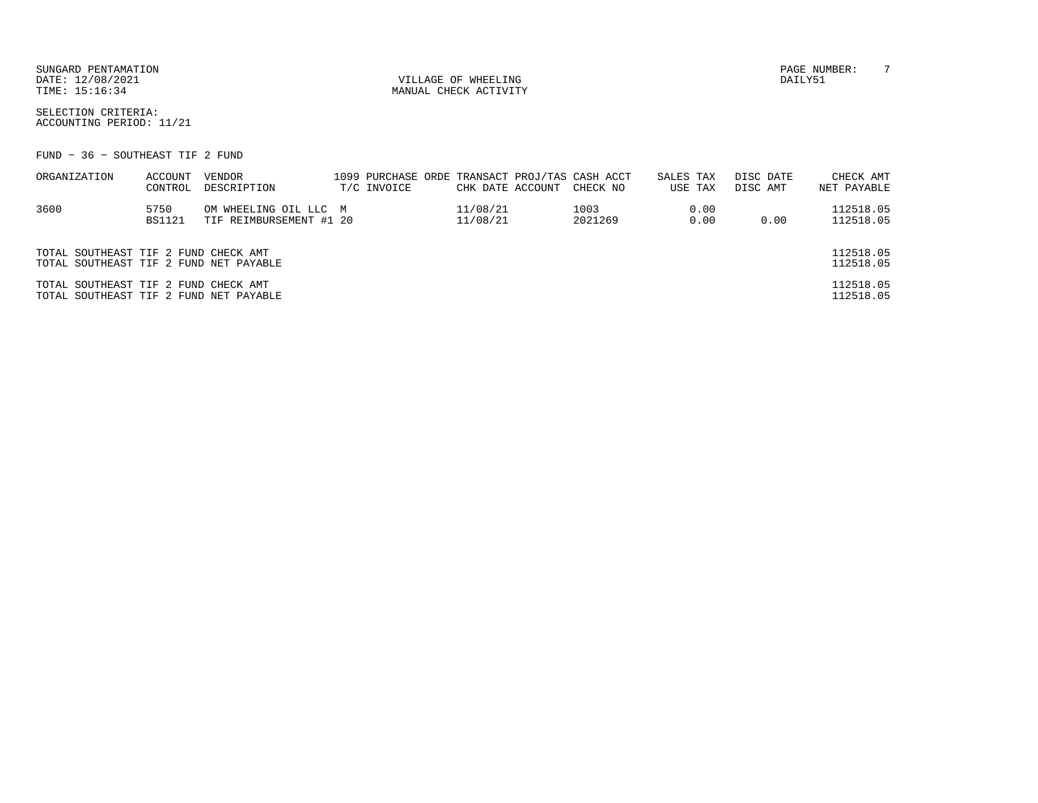SUNGARD PENTAMATION
DATE: 12/08/2021
TIME: 15:16:34

VILLAGE OF WHEELING
MANUAL CHECK ACTIVITY

PAGE NUMBER: 7
DAILY51

SELECTION CRITERIA:
ACCOUNTING PERIOD: 11/21

FUND - 36 - SOUTHEAST TIF 2 FUND

| ORGANIZATION | ACCOUNT CONTROL | VENDOR DESCRIPTION | 1099 T/C | PURCHASE ORDE INVOICE | TRANSACT CHK DATE | PROJ/TAS ACCOUNT | CASH ACCT CHECK NO | SALES TAX USE TAX | DISC DATE DISC AMT | CHECK AMT NET PAYABLE |
|---|---|---|---|---|---|---|---|---|---|---|
| 3600 | 5750 | OM WHEELING OIL LLC | M | | 11/08/21 | | 1003 | 0.00 | | 112518.05 |
| | BS1121 | TIF REIMBURSEMENT #1 | 20 | | 11/08/21 | | 2021269 | 0.00 | 0.00 | 112518.05 |

TOTAL SOUTHEAST TIF 2 FUND CHECK AMT 112518.05
TOTAL SOUTHEAST TIF 2 FUND NET PAYABLE 112518.05

TOTAL SOUTHEAST TIF 2 FUND CHECK AMT 112518.05
TOTAL SOUTHEAST TIF 2 FUND NET PAYABLE 112518.05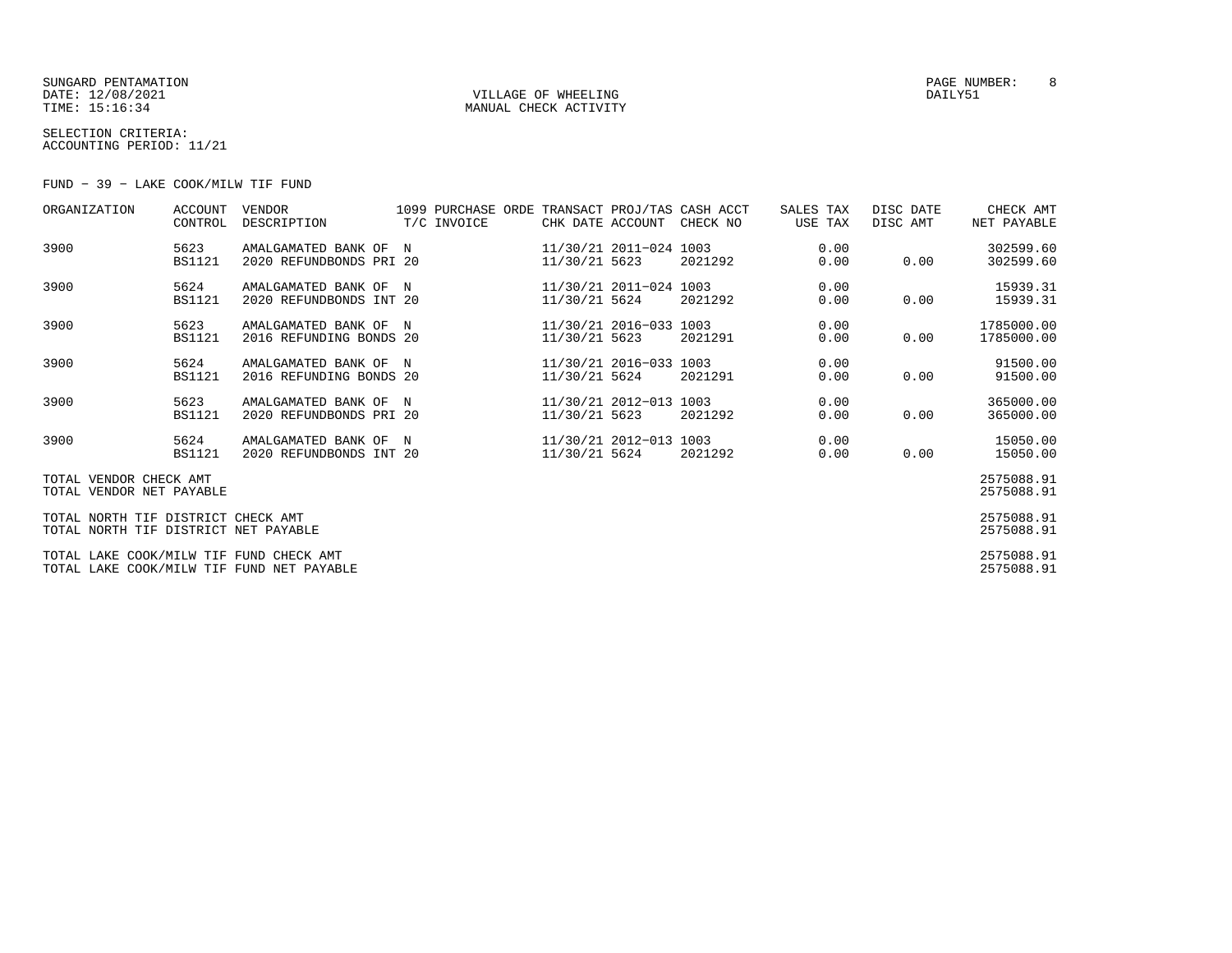SUNGARD PENTAMATION
DATE: 12/08/2021
TIME: 15:16:34

VILLAGE OF WHEELING
MANUAL CHECK ACTIVITY

PAGE NUMBER: 8
DAILY51

SELECTION CRITERIA:
ACCOUNTING PERIOD: 11/21

FUND - 39 - LAKE COOK/MILW TIF FUND

| ORGANIZATION | ACCOUNT CONTROL | VENDOR DESCRIPTION | 1099 T/C | PURCHASE ORDE INVOICE | TRANSACT CHK DATE | PROJ/TAS ACCOUNT | CASH ACCT CHECK NO | SALES TAX USE TAX | DISC DATE DISC AMT | CHECK AMT NET PAYABLE |
|---|---|---|---|---|---|---|---|---|---|---|
| 3900 | 5623 BS1121 | AMALGAMATED BANK OF 2020 REFUNDBONDS PRI | N 20 | | 11/30/21 11/30/21 | 2011-024 5623 | 1003 2021292 | 0.00 0.00 | 0.00 | 302599.60 302599.60 |
| 3900 | 5624 BS1121 | AMALGAMATED BANK OF 2020 REFUNDBONDS INT | N 20 | | 11/30/21 11/30/21 | 2011-024 5624 | 1003 2021292 | 0.00 0.00 | 0.00 | 15939.31 15939.31 |
| 3900 | 5623 BS1121 | AMALGAMATED BANK OF 2016 REFUNDING BONDS | N 20 | | 11/30/21 11/30/21 | 2016-033 5623 | 1003 2021291 | 0.00 0.00 | 0.00 | 1785000.00 1785000.00 |
| 3900 | 5624 BS1121 | AMALGAMATED BANK OF 2016 REFUNDING BONDS | N 20 | | 11/30/21 11/30/21 | 2016-033 5624 | 1003 2021291 | 0.00 0.00 | 0.00 | 91500.00 91500.00 |
| 3900 | 5623 BS1121 | AMALGAMATED BANK OF 2020 REFUNDBONDS PRI | N 20 | | 11/30/21 11/30/21 | 2012-013 5623 | 1003 2021292 | 0.00 0.00 | 0.00 | 365000.00 365000.00 |
| 3900 | 5624 BS1121 | AMALGAMATED BANK OF 2020 REFUNDBONDS INT | N 20 | | 11/30/21 11/30/21 | 2012-013 5624 | 1003 2021292 | 0.00 0.00 | 0.00 | 15050.00 15050.00 |
| TOTAL VENDOR CHECK AMT | | | | | | | | | | 2575088.91 |
| TOTAL VENDOR NET PAYABLE | | | | | | | | | | 2575088.91 |
| TOTAL NORTH TIF DISTRICT CHECK AMT | | | | | | | | | | 2575088.91 |
| TOTAL NORTH TIF DISTRICT NET PAYABLE | | | | | | | | | | 2575088.91 |
| TOTAL LAKE COOK/MILW TIF FUND CHECK AMT | | | | | | | | | | 2575088.91 |
| TOTAL LAKE COOK/MILW TIF FUND NET PAYABLE | | | | | | | | | | 2575088.91 |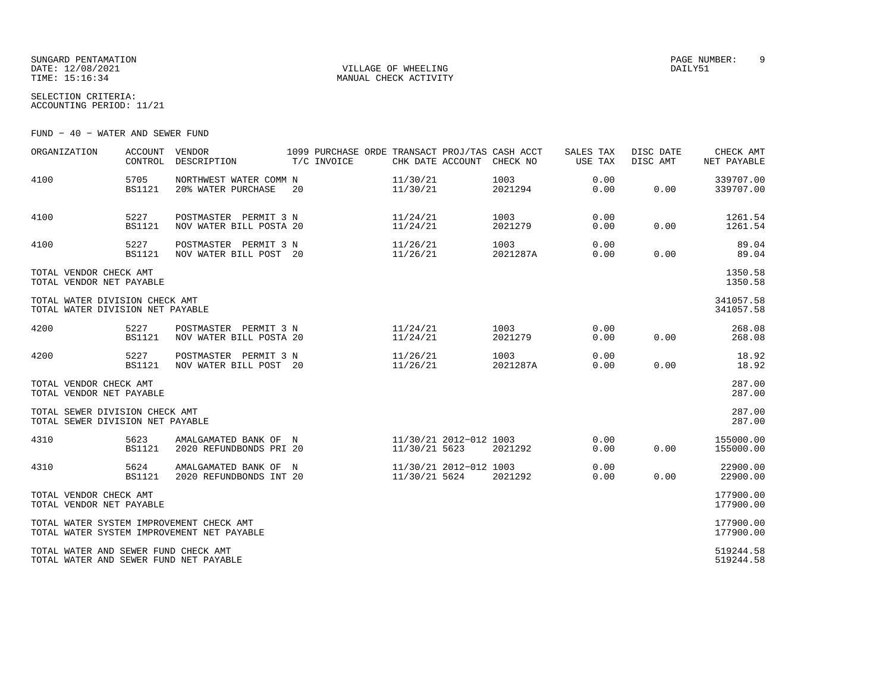SUNGARD PENTAMATION
DATE: 12/08/2021
TIME: 15:16:34

VILLAGE OF WHEELING
MANUAL CHECK ACTIVITY

PAGE NUMBER: 9
DAILY51

SELECTION CRITERIA:
ACCOUNTING PERIOD: 11/21

FUND - 40 - WATER AND SEWER FUND

| ORGANIZATION | ACCOUNT CONTROL | VENDOR DESCRIPTION | 1099 T/C | PURCHASE ORDE INVOICE | TRANSACT CHK DATE | PROJ/TAS ACCOUNT | CASH ACCT CHECK NO | SALES TAX USE TAX | DISC DATE DISC AMT | CHECK AMT NET PAYABLE |
|---|---|---|---|---|---|---|---|---|---|---|
| 4100 | 5705 | NORTHWEST WATER COMM | N | | 11/30/21 | | 1003 | 0.00 | | 339707.00 |
| | BS1121 | 20% WATER PURCHASE | 20 | | 11/30/21 | | 2021294 | 0.00 | 0.00 | 339707.00 |
| 4100 | 5227 | POSTMASTER PERMIT 3 | N | | 11/24/21 | | 1003 | 0.00 | | 1261.54 |
| | BS1121 | NOV WATER BILL POSTA | 20 | | 11/24/21 | | 2021279 | 0.00 | 0.00 | 1261.54 |
| 4100 | 5227 | POSTMASTER PERMIT 3 | N | | 11/26/21 | | 1003 | 0.00 | | 89.04 |
| | BS1121 | NOV WATER BILL POST | 20 | | 11/26/21 | | 2021287A | 0.00 | 0.00 | 89.04 |
| TOTAL VENDOR CHECK AMT | | | | | | | | | | 1350.58 |
| TOTAL VENDOR NET PAYABLE | | | | | | | | | | 1350.58 |
| TOTAL WATER DIVISION CHECK AMT | | | | | | | | | | 341057.58 |
| TOTAL WATER DIVISION NET PAYABLE | | | | | | | | | | 341057.58 |
| 4200 | 5227 | POSTMASTER PERMIT 3 | N | | 11/24/21 | | 1003 | 0.00 | | 268.08 |
| | BS1121 | NOV WATER BILL POSTA | 20 | | 11/24/21 | | 2021279 | 0.00 | 0.00 | 268.08 |
| 4200 | 5227 | POSTMASTER PERMIT 3 | N | | 11/26/21 | | 1003 | 0.00 | | 18.92 |
| | BS1121 | NOV WATER BILL POST | 20 | | 11/26/21 | | 2021287A | 0.00 | 0.00 | 18.92 |
| TOTAL VENDOR CHECK AMT | | | | | | | | | | 287.00 |
| TOTAL VENDOR NET PAYABLE | | | | | | | | | | 287.00 |
| TOTAL SEWER DIVISION CHECK AMT | | | | | | | | | | 287.00 |
| TOTAL SEWER DIVISION NET PAYABLE | | | | | | | | | | 287.00 |
| 4310 | 5623 | AMALGAMATED BANK OF | N | | 11/30/21 | 2012-012 | 1003 | 0.00 | | 155000.00 |
| | BS1121 | 2020 REFUNDBONDS PRI | 20 | | 11/30/21 | 5623 | 2021292 | 0.00 | 0.00 | 155000.00 |
| 4310 | 5624 | AMALGAMATED BANK OF | N | | 11/30/21 | 2012-012 | 1003 | 0.00 | | 22900.00 |
| | BS1121 | 2020 REFUNDBONDS INT | 20 | | 11/30/21 | 5624 | 2021292 | 0.00 | 0.00 | 22900.00 |
| TOTAL VENDOR CHECK AMT | | | | | | | | | | 177900.00 |
| TOTAL VENDOR NET PAYABLE | | | | | | | | | | 177900.00 |
| TOTAL WATER SYSTEM IMPROVEMENT CHECK AMT | | | | | | | | | | 177900.00 |
| TOTAL WATER SYSTEM IMPROVEMENT NET PAYABLE | | | | | | | | | | 177900.00 |
| TOTAL WATER AND SEWER FUND CHECK AMT | | | | | | | | | | 519244.58 |
| TOTAL WATER AND SEWER FUND NET PAYABLE | | | | | | | | | | 519244.58 |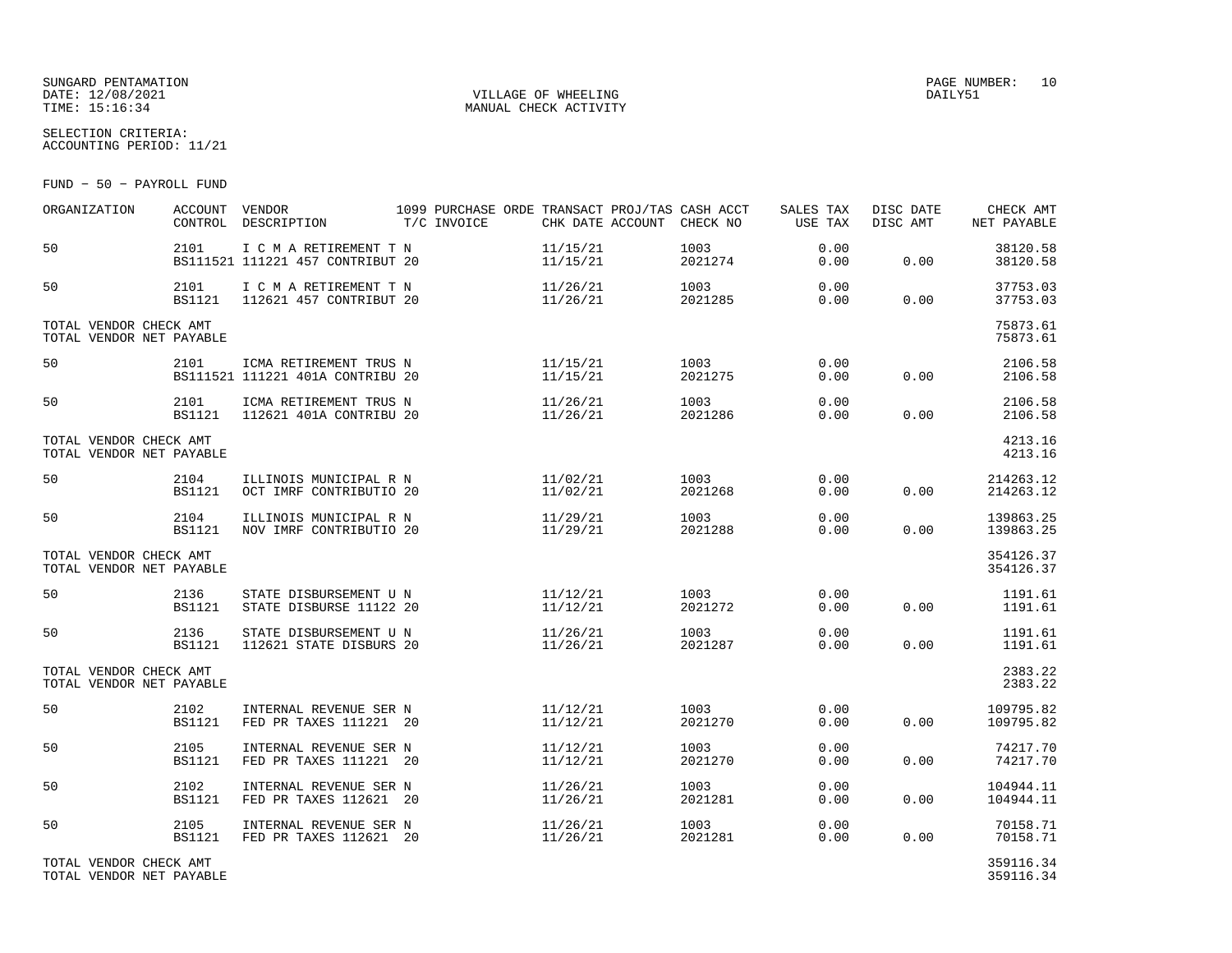SUNGARD PENTAMATION
DATE: 12/08/2021
TIME: 15:16:34

VILLAGE OF WHEELING
MANUAL CHECK ACTIVITY

PAGE NUMBER: 10
DAILY51

SELECTION CRITERIA:
ACCOUNTING PERIOD: 11/21

FUND - 50 - PAYROLL FUND

| ORGANIZATION | ACCOUNT CONTROL | VENDOR DESCRIPTION | 1099 T/C | PURCHASE ORDE INVOICE | TRANSACT CHK DATE | PROJ/TAS ACCOUNT | CASH ACCT CHECK NO | SALES TAX USE TAX | DISC DATE DISC AMT | CHECK AMT NET PAYABLE |
|---|---|---|---|---|---|---|---|---|---|---|
| 50 | 2101<br>BS111521 | I C M A RETIREMENT T<br>111221 457 CONTRIBUT | N<br>20 | | 11/15/21<br>11/15/21 | | 1003<br>2021274 | 0.00<br>0.00 | <br>0.00 | 38120.58<br>38120.58 |
| 50 | 2101<br>BS1121 | I C M A RETIREMENT T<br>112621 457 CONTRIBUT | N<br>20 | | 11/26/21<br>11/26/21 | | 1003<br>2021285 | 0.00<br>0.00 | <br>0.00 | 37753.03<br>37753.03 |
| TOTAL VENDOR CHECK AMT<br>TOTAL VENDOR NET PAYABLE | | | | | | | | | | 75873.61<br>75873.61 |
| 50 | 2101<br>BS111521 | ICMA RETIREMENT TRUS<br>111221 401A CONTRIBU | N<br>20 | | 11/15/21<br>11/15/21 | | 1003<br>2021275 | 0.00<br>0.00 | <br>0.00 | 2106.58<br>2106.58 |
| 50 | 2101<br>BS1121 | ICMA RETIREMENT TRUS<br>112621 401A CONTRIBU | N<br>20 | | 11/26/21<br>11/26/21 | | 1003<br>2021286 | 0.00<br>0.00 | <br>0.00 | 2106.58<br>2106.58 |
| TOTAL VENDOR CHECK AMT<br>TOTAL VENDOR NET PAYABLE | | | | | | | | | | 4213.16<br>4213.16 |
| 50 | 2104<br>BS1121 | ILLINOIS MUNICIPAL R<br>OCT IMRF CONTRIBUTIO | N<br>20 | | 11/02/21<br>11/02/21 | | 1003<br>2021268 | 0.00<br>0.00 | <br>0.00 | 214263.12<br>214263.12 |
| 50 | 2104<br>BS1121 | ILLINOIS MUNICIPAL R<br>NOV IMRF CONTRIBUTIO | N<br>20 | | 11/29/21<br>11/29/21 | | 1003<br>2021288 | 0.00<br>0.00 | <br>0.00 | 139863.25<br>139863.25 |
| TOTAL VENDOR CHECK AMT<br>TOTAL VENDOR NET PAYABLE | | | | | | | | | | 354126.37<br>354126.37 |
| 50 | 2136<br>BS1121 | STATE DISBURSEMENT U<br>STATE DISBURSE 11122 | N<br>20 | | 11/12/21<br>11/12/21 | | 1003<br>2021272 | 0.00<br>0.00 | <br>0.00 | 1191.61<br>1191.61 |
| 50 | 2136<br>BS1121 | STATE DISBURSEMENT U<br>112621 STATE DISBURS | N<br>20 | | 11/26/21<br>11/26/21 | | 1003<br>2021287 | 0.00<br>0.00 | <br>0.00 | 1191.61<br>1191.61 |
| TOTAL VENDOR CHECK AMT<br>TOTAL VENDOR NET PAYABLE | | | | | | | | | | 2383.22<br>2383.22 |
| 50 | 2102<br>BS1121 | INTERNAL REVENUE SER<br>FED PR TAXES 111221 | N<br>20 | | 11/12/21<br>11/12/21 | | 1003<br>2021270 | 0.00<br>0.00 | <br>0.00 | 109795.82<br>109795.82 |
| 50 | 2105<br>BS1121 | INTERNAL REVENUE SER<br>FED PR TAXES 111221 | N<br>20 | | 11/12/21<br>11/12/21 | | 1003<br>2021270 | 0.00<br>0.00 | <br>0.00 | 74217.70<br>74217.70 |
| 50 | 2102<br>BS1121 | INTERNAL REVENUE SER<br>FED PR TAXES 112621 | N<br>20 | | 11/26/21<br>11/26/21 | | 1003<br>2021281 | 0.00<br>0.00 | <br>0.00 | 104944.11<br>104944.11 |
| 50 | 2105<br>BS1121 | INTERNAL REVENUE SER<br>FED PR TAXES 112621 | N<br>20 | | 11/26/21<br>11/26/21 | | 1003<br>2021281 | 0.00<br>0.00 | <br>0.00 | 70158.71<br>70158.71 |
| TOTAL VENDOR CHECK AMT<br>TOTAL VENDOR NET PAYABLE | | | | | | | | | | 359116.34<br>359116.34 |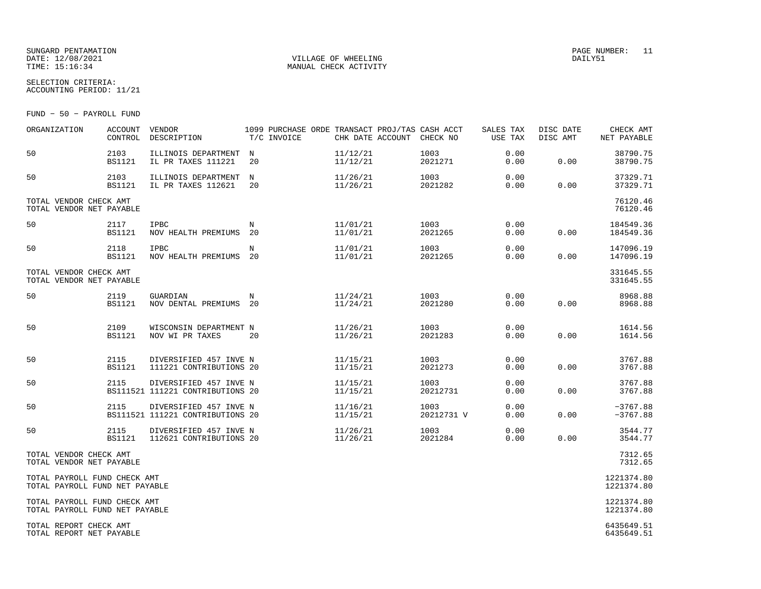SUNGARD PENTAMATION
DATE: 12/08/2021
TIME: 15:16:34

VILLAGE OF WHEELING
MANUAL CHECK ACTIVITY

PAGE NUMBER: 11
DAILY51

SELECTION CRITERIA:
ACCOUNTING PERIOD: 11/21

FUND - 50 - PAYROLL FUND

| ORGANIZATION | ACCOUNT CONTROL | VENDOR DESCRIPTION | 1099 T/C | PURCHASE ORDE INVOICE | TRANSACT CHK DATE | PROJ/TAS ACCOUNT | CASH ACCT CHECK NO | SALES TAX USE TAX | DISC DATE DISC AMT | CHECK AMT NET PAYABLE |
|---|---|---|---|---|---|---|---|---|---|---|
| 50 | 2103 BS1121 | ILLINOIS DEPARTMENT IL PR TAXES 111221 | N 20 | | 11/12/21 11/12/21 | | 1003 2021271 | 0.00 0.00 | 0.00 | 38790.75 38790.75 |
| 50 | 2103 BS1121 | ILLINOIS DEPARTMENT IL PR TAXES 112621 | N 20 | | 11/26/21 11/26/21 | | 1003 2021282 | 0.00 0.00 | 0.00 | 37329.71 37329.71 |
| TOTAL VENDOR CHECK AMT TOTAL VENDOR NET PAYABLE | | | | | | | | | | 76120.46 76120.46 |
| 50 | 2117 BS1121 | IPBC NOV HEALTH PREMIUMS | N 20 | | 11/01/21 11/01/21 | | 1003 2021265 | 0.00 0.00 | 0.00 | 184549.36 184549.36 |
| 50 | 2118 BS1121 | IPBC NOV HEALTH PREMIUMS | N 20 | | 11/01/21 11/01/21 | | 1003 2021265 | 0.00 0.00 | 0.00 | 147096.19 147096.19 |
| TOTAL VENDOR CHECK AMT TOTAL VENDOR NET PAYABLE | | | | | | | | | | 331645.55 331645.55 |
| 50 | 2119 BS1121 | GUARDIAN NOV DENTAL PREMIUMS | N 20 | | 11/24/21 11/24/21 | | 1003 2021280 | 0.00 0.00 | 0.00 | 8968.88 8968.88 |
| 50 | 2109 BS1121 | WISCONSIN DEPARTMENT NOV WI PR TAXES | N 20 | | 11/26/21 11/26/21 | | 1003 2021283 | 0.00 0.00 | 0.00 | 1614.56 1614.56 |
| 50 | 2115 BS1121 | DIVERSIFIED 457 INVE 111221 CONTRIBUTIONS | N 20 | | 11/15/21 11/15/21 | | 1003 2021273 | 0.00 0.00 | 0.00 | 3767.88 3767.88 |
| 50 | 2115 BS111521 | DIVERSIFIED 457 INVE 111221 CONTRIBUTIONS | N 20 | | 11/15/21 11/15/21 | | 1003 20212731 | 0.00 0.00 | 0.00 | 3767.88 3767.88 |
| 50 | 2115 BS111521 | DIVERSIFIED 457 INVE 111221 CONTRIBUTIONS | N 20 | | 11/16/21 11/15/21 | | 1003 20212731 V | 0.00 0.00 | 0.00 | -3767.88 -3767.88 |
| 50 | 2115 BS1121 | DIVERSIFIED 457 INVE 112621 CONTRIBUTIONS | N 20 | | 11/26/21 11/26/21 | | 1003 2021284 | 0.00 0.00 | 0.00 | 3544.77 3544.77 |
| TOTAL VENDOR CHECK AMT TOTAL VENDOR NET PAYABLE | | | | | | | | | | 7312.65 7312.65 |
| TOTAL PAYROLL FUND CHECK AMT TOTAL PAYROLL FUND NET PAYABLE | | | | | | | | | | 1221374.80 1221374.80 |
| TOTAL PAYROLL FUND CHECK AMT TOTAL PAYROLL FUND NET PAYABLE | | | | | | | | | | 1221374.80 1221374.80 |
| TOTAL REPORT CHECK AMT TOTAL REPORT NET PAYABLE | | | | | | | | | | 6435649.51 6435649.51 |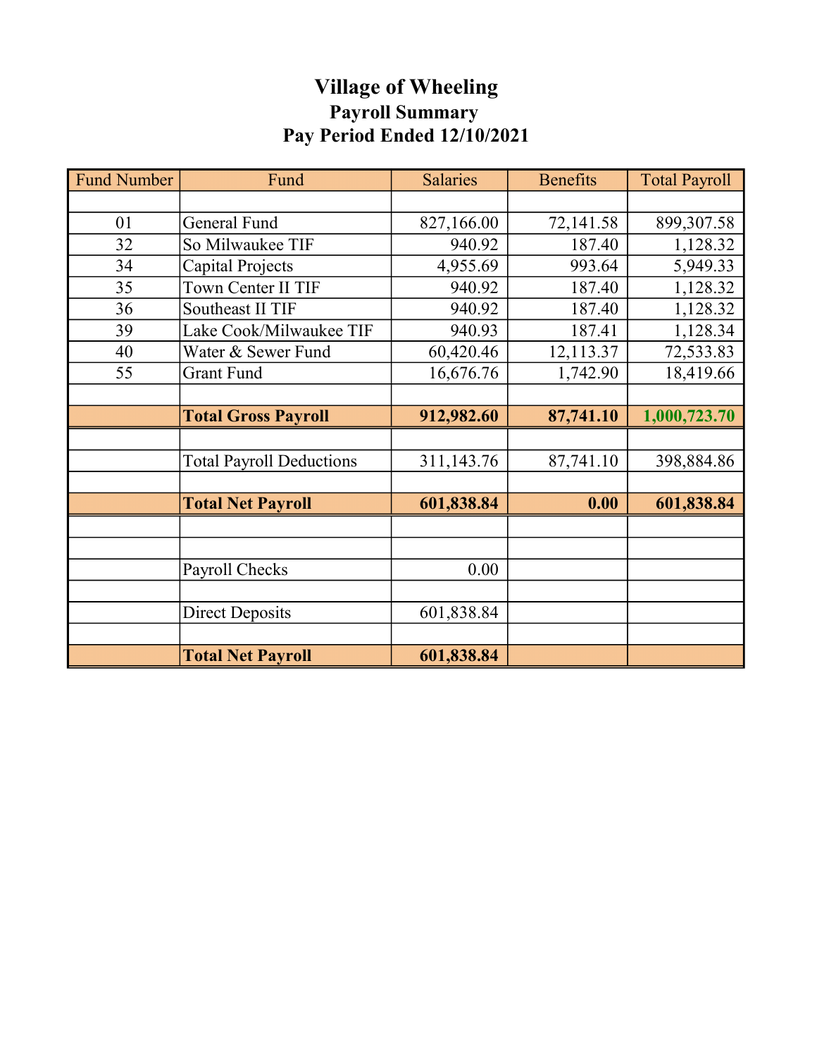# Village of Wheeling
## Payroll Summary
## Pay Period Ended 12/10/2021

| Fund Number | Fund | Salaries | Benefits | Total Payroll |
|---|---|---|---|---|
| | | | | |
| 01 | General Fund | 827,166.00 | 72,141.58 | 899,307.58 |
| 32 | So Milwaukee TIF | 940.92 | 187.40 | 1,128.32 |
| 34 | Capital Projects | 4,955.69 | 993.64 | 5,949.33 |
| 35 | Town Center II TIF | 940.92 | 187.40 | 1,128.32 |
| 36 | Southeast II TIF | 940.92 | 187.40 | 1,128.32 |
| 39 | Lake Cook/Milwaukee TIF | 940.93 | 187.41 | 1,128.34 |
| 40 | Water & Sewer Fund | 60,420.46 | 12,113.37 | 72,533.83 |
| 55 | Grant Fund | 16,676.76 | 1,742.90 | 18,419.66 |
| | | | | |
| | **Total Gross Payroll** | **912,982.60** | **87,741.10** | **1,000,723.70** |
| | | | | |
| | Total Payroll Deductions | 311,143.76 | 87,741.10 | 398,884.86 |
| | | | | |
| | **Total Net Payroll** | **601,838.84** | **0.00** | **601,838.84** |
| | | | | |
| | | | | |
| | Payroll Checks | 0.00 | | |
| | | | | |
| | Direct Deposits | 601,838.84 | | |
| | | | | |
| | **Total Net Payroll** | **601,838.84** | | |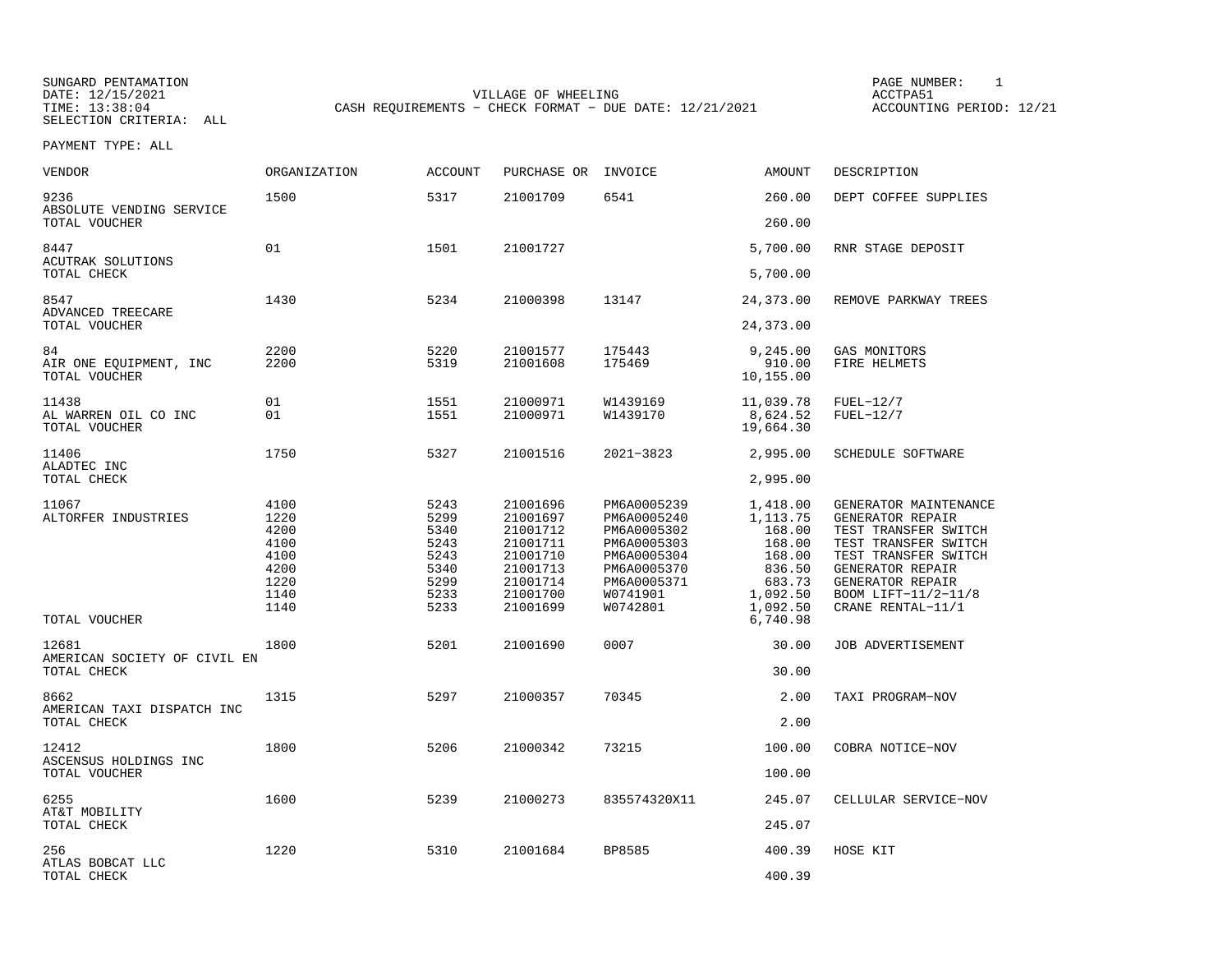SUNGARD PENTAMATION
DATE: 12/15/2021
TIME: 13:38:04
SELECTION CRITERIA: ALL

VILLAGE OF WHEELING
CASH REQUIREMENTS - CHECK FORMAT - DUE DATE: 12/21/2021

PAGE NUMBER: 1
ACCTPA51
ACCOUNTING PERIOD: 12/21

PAYMENT TYPE: ALL

| VENDOR | ORGANIZATION | ACCOUNT | PURCHASE OR | INVOICE | AMOUNT | DESCRIPTION |
|---|---|---|---|---|---|---|
| 9236 | 1500 | 5317 | 21001709 | 6541 | 260.00 | DEPT COFFEE SUPPLIES |
| ABSOLUTE VENDING SERVICE | | | | | | |
| TOTAL VOUCHER | | | | | 260.00 | |
| 8447 | 01 | 1501 | 21001727 | | 5,700.00 | RNR STAGE DEPOSIT |
| ACUTRAK SOLUTIONS | | | | | | |
| TOTAL CHECK | | | | | 5,700.00 | |
| 8547 | 1430 | 5234 | 21000398 | 13147 | 24,373.00 | REMOVE PARKWAY TREES |
| ADVANCED TREECARE | | | | | | |
| TOTAL VOUCHER | | | | | 24,373.00 | |
| 84 | 2200 | 5220 | 21001577 | 175443 | 9,245.00 | GAS MONITORS |
| AIR ONE EQUIPMENT, INC | 2200 | 5319 | 21001608 | 175469 | 910.00 | FIRE HELMETS |
| TOTAL VOUCHER | | | | | 10,155.00 | |
| 11438 | 01 | 1551 | 21000971 | W1439169 | 11,039.78 | FUEL-12/7 |
| AL WARREN OIL CO INC | 01 | 1551 | 21000971 | W1439170 | 8,624.52 | FUEL-12/7 |
| TOTAL VOUCHER | | | | | 19,664.30 | |
| 11406 | 1750 | 5327 | 21001516 | 2021-3823 | 2,995.00 | SCHEDULE SOFTWARE |
| ALADTEC INC | | | | | | |
| TOTAL CHECK | | | | | 2,995.00 | |
| 11067 | 4100 | 5243 | 21001696 | PM6A0005239 | 1,418.00 | GENERATOR MAINTENANCE |
| ALTORFER INDUSTRIES | 1220 | 5299 | 21001697 | PM6A0005240 | 1,113.75 | GENERATOR REPAIR |
| | 4200 | 5340 | 21001712 | PM6A0005302 | 168.00 | TEST TRANSFER SWITCH |
| | 4100 | 5243 | 21001711 | PM6A0005303 | 168.00 | TEST TRANSFER SWITCH |
| | 4100 | 5243 | 21001710 | PM6A0005304 | 168.00 | TEST TRANSFER SWITCH |
| | 4200 | 5340 | 21001713 | PM6A0005370 | 836.50 | GENERATOR REPAIR |
| | 1220 | 5299 | 21001714 | PM6A0005371 | 683.73 | GENERATOR REPAIR |
| | 1140 | 5233 | 21001700 | W0741901 | 1,092.50 | BOOM LIFT-11/2-11/8 |
| | 1140 | 5233 | 21001699 | W0742801 | 1,092.50 | CRANE RENTAL-11/1 |
| TOTAL VOUCHER | | | | | 6,740.98 | |
| 12681 | 1800 | 5201 | 21001690 | 0007 | 30.00 | JOB ADVERTISEMENT |
| AMERICAN SOCIETY OF CIVIL EN | | | | | | |
| TOTAL CHECK | | | | | 30.00 | |
| 8662 | 1315 | 5297 | 21000357 | 70345 | 2.00 | TAXI PROGRAM-NOV |
| AMERICAN TAXI DISPATCH INC | | | | | | |
| TOTAL CHECK | | | | | 2.00 | |
| 12412 | 1800 | 5206 | 21000342 | 73215 | 100.00 | COBRA NOTICE-NOV |
| ASCENSUS HOLDINGS INC | | | | | | |
| TOTAL VOUCHER | | | | | 100.00 | |
| 6255 | 1600 | 5239 | 21000273 | 835574320X11 | 245.07 | CELLULAR SERVICE-NOV |
| AT&T MOBILITY | | | | | | |
| TOTAL CHECK | | | | | 245.07 | |
| 256 | 1220 | 5310 | 21001684 | BP8585 | 400.39 | HOSE KIT |
| ATLAS BOBCAT LLC | | | | | | |
| TOTAL CHECK | | | | | 400.39 | |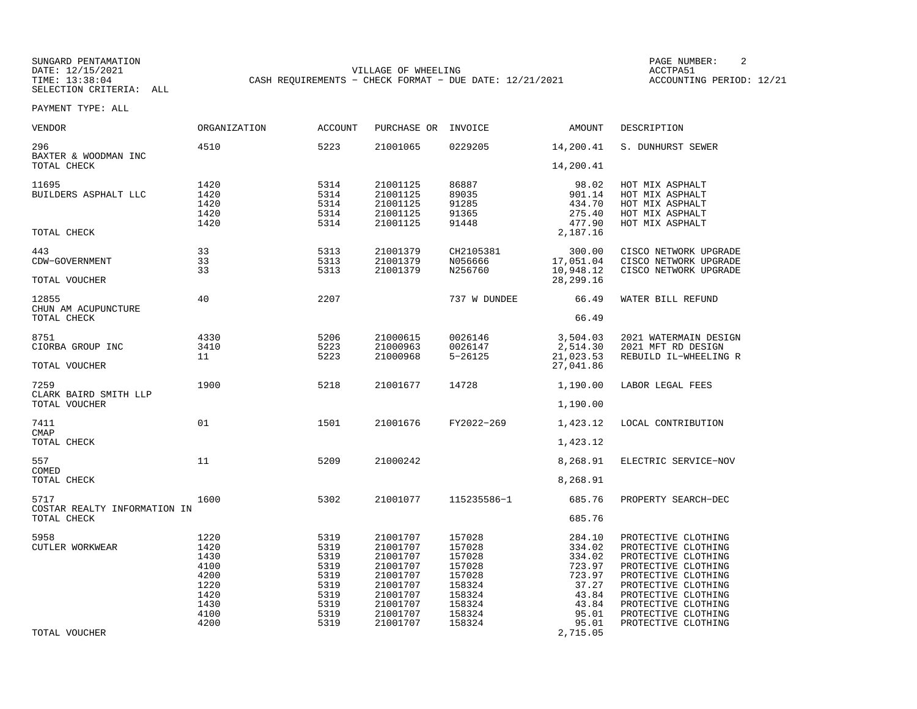SUNGARD PENTAMATION
DATE: 12/15/2021
TIME: 13:38:04
SELECTION CRITERIA: ALL

VILLAGE OF WHEELING
CASH REQUIREMENTS - CHECK FORMAT - DUE DATE: 12/21/2021

PAGE NUMBER: 2
ACCTPA51
ACCOUNTING PERIOD: 12/21

PAYMENT TYPE: ALL

| VENDOR | ORGANIZATION | ACCOUNT | PURCHASE OR | INVOICE | AMOUNT | DESCRIPTION |
|---|---|---|---|---|---|---|
| 296 BAXTER & WOODMAN INC | 4510 | 5223 | 21001065 | 0229205 | 14,200.41 | S. DUNHURST SEWER |
| TOTAL CHECK | | | | | 14,200.41 | |
| 11695 BUILDERS ASPHALT LLC | 1420 | 5314 | 21001125 | 86887 | 98.02 | HOT MIX ASPHALT |
| | 1420 | 5314 | 21001125 | 89035 | 901.14 | HOT MIX ASPHALT |
| | 1420 | 5314 | 21001125 | 91285 | 434.70 | HOT MIX ASPHALT |
| | 1420 | 5314 | 21001125 | 91365 | 275.40 | HOT MIX ASPHALT |
| | 1420 | 5314 | 21001125 | 91448 | 477.90 | HOT MIX ASPHALT |
| TOTAL CHECK | | | | | 2,187.16 | |
| 443 CDW-GOVERNMENT | 33 | 5313 | 21001379 | CH2105381 | 300.00 | CISCO NETWORK UPGRADE |
| | 33 | 5313 | 21001379 | N056666 | 17,051.04 | CISCO NETWORK UPGRADE |
| | 33 | 5313 | 21001379 | N256760 | 10,948.12 | CISCO NETWORK UPGRADE |
| TOTAL VOUCHER | | | | | 28,299.16 | |
| 12855 CHUN AM ACUPUNCTURE | 40 | 2207 | | 737 W DUNDEE | 66.49 | WATER BILL REFUND |
| TOTAL CHECK | | | | | 66.49 | |
| 8751 CIORBA GROUP INC | 4330 | 5206 | 21000615 | 0026146 | 3,504.03 | 2021 WATERMAIN DESIGN |
| | 3410 | 5223 | 21000963 | 0026147 | 2,514.30 | 2021 MFT RD DESIGN |
| | 11 | 5223 | 21000968 | 5-26125 | 21,023.53 | REBUILD IL-WHEELING R |
| TOTAL VOUCHER | | | | | 27,041.86 | |
| 7259 CLARK BAIRD SMITH LLP | 1900 | 5218 | 21001677 | 14728 | 1,190.00 | LABOR LEGAL FEES |
| TOTAL VOUCHER | | | | | 1,190.00 | |
| 7411 CMAP | 01 | 1501 | 21001676 | FY2022-269 | 1,423.12 | LOCAL CONTRIBUTION |
| TOTAL CHECK | | | | | 1,423.12 | |
| 557 COMED | 11 | 5209 | 21000242 | | 8,268.91 | ELECTRIC SERVICE-NOV |
| TOTAL CHECK | | | | | 8,268.91 | |
| 5717 COSTAR REALTY INFORMATION IN | 1600 | 5302 | 21001077 | 115235586-1 | 685.76 | PROPERTY SEARCH-DEC |
| TOTAL CHECK | | | | | 685.76 | |
| 5958 CUTLER WORKWEAR | 1220 | 5319 | 21001707 | 157028 | 284.10 | PROTECTIVE CLOTHING |
| | 1420 | 5319 | 21001707 | 157028 | 334.02 | PROTECTIVE CLOTHING |
| | 1430 | 5319 | 21001707 | 157028 | 334.02 | PROTECTIVE CLOTHING |
| | 4100 | 5319 | 21001707 | 157028 | 723.97 | PROTECTIVE CLOTHING |
| | 4200 | 5319 | 21001707 | 157028 | 723.97 | PROTECTIVE CLOTHING |
| | 1220 | 5319 | 21001707 | 158324 | 37.27 | PROTECTIVE CLOTHING |
| | 1420 | 5319 | 21001707 | 158324 | 43.84 | PROTECTIVE CLOTHING |
| | 1430 | 5319 | 21001707 | 158324 | 43.84 | PROTECTIVE CLOTHING |
| | 4100 | 5319 | 21001707 | 158324 | 95.01 | PROTECTIVE CLOTHING |
| | 4200 | 5319 | 21001707 | 158324 | 95.01 | PROTECTIVE CLOTHING |
| TOTAL VOUCHER | | | | | 2,715.05 | |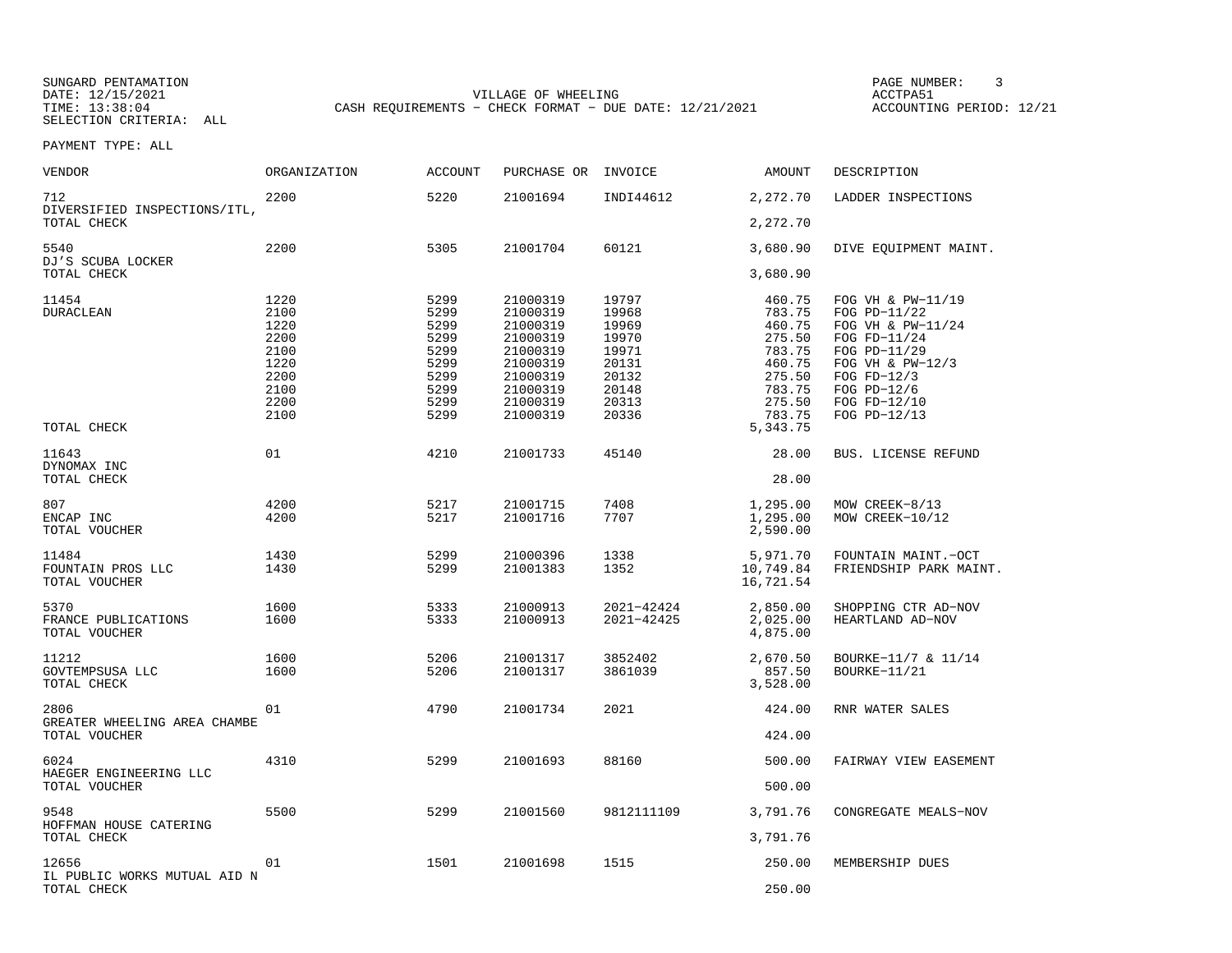SUNGARD PENTAMATION
DATE: 12/15/2021
TIME: 13:38:04
SELECTION CRITERIA: ALL

VILLAGE OF WHEELING
CASH REQUIREMENTS - CHECK FORMAT - DUE DATE: 12/21/2021

ACCTPA51
ACCOUNTING PERIOD: 12/21

PAYMENT TYPE: ALL

| VENDOR | ORGANIZATION | ACCOUNT | PURCHASE OR | INVOICE | AMOUNT | DESCRIPTION |
|---|---|---|---|---|---|---|
| 712 | 2200 | 5220 | 21001694 | INDI44612 | 2,272.70 | LADDER INSPECTIONS |
| DIVERSIFIED INSPECTIONS/ITL, | | | | | | |
| TOTAL CHECK | | | | | 2,272.70 | |
| 5540 | 2200 | 5305 | 21001704 | 60121 | 3,680.90 | DIVE EQUIPMENT MAINT. |
| DJ'S SCUBA LOCKER | | | | | | |
| TOTAL CHECK | | | | | 3,680.90 | |
| 11454 | 1220 | 5299 | 21000319 | 19797 | 460.75 | FOG VH & PW-11/19 |
| DURACLEAN | 2100 | 5299 | 21000319 | 19968 | 783.75 | FOG PD-11/22 |
| | 1220 | 5299 | 21000319 | 19969 | 460.75 | FOG VH & PW-11/24 |
| | 2200 | 5299 | 21000319 | 19970 | 275.50 | FOG FD-11/24 |
| | 2100 | 5299 | 21000319 | 19971 | 783.75 | FOG PD-11/29 |
| | 1220 | 5299 | 21000319 | 20131 | 460.75 | FOG VH & PW-12/3 |
| | 2200 | 5299 | 21000319 | 20132 | 275.50 | FOG FD-12/3 |
| | 2100 | 5299 | 21000319 | 20148 | 783.75 | FOG PD-12/6 |
| | 2200 | 5299 | 21000319 | 20313 | 275.50 | FOG FD-12/10 |
| | 2100 | 5299 | 21000319 | 20336 | 783.75 | FOG PD-12/13 |
| TOTAL CHECK | | | | | 5,343.75 | |
| 11643 | 01 | 4210 | 21001733 | 45140 | 28.00 | BUS. LICENSE REFUND |
| DYNOMAX INC | | | | | | |
| TOTAL CHECK | | | | | 28.00 | |
| 807 | 4200 | 5217 | 21001715 | 7408 | 1,295.00 | MOW CREEK-8/13 |
| ENCAP INC | 4200 | 5217 | 21001716 | 7707 | 1,295.00 | MOW CREEK-10/12 |
| TOTAL VOUCHER | | | | | 2,590.00 | |
| 11484 | 1430 | 5299 | 21000396 | 1338 | 5,971.70 | FOUNTAIN MAINT.-OCT |
| FOUNTAIN PROS LLC | 1430 | 5299 | 21001383 | 1352 | 10,749.84 | FRIENDSHIP PARK MAINT. |
| TOTAL VOUCHER | | | | | 16,721.54 | |
| 5370 | 1600 | 5333 | 21000913 | 2021-42424 | 2,850.00 | SHOPPING CTR AD-NOV |
| FRANCE PUBLICATIONS | 1600 | 5333 | 21000913 | 2021-42425 | 2,025.00 | HEARTLAND AD-NOV |
| TOTAL VOUCHER | | | | | 4,875.00 | |
| 11212 | 1600 | 5206 | 21001317 | 3852402 | 2,670.50 | BOURKE-11/7 & 11/14 |
| GOVTEMPSUSA LLC | 1600 | 5206 | 21001317 | 3861039 | 857.50 | BOURKE-11/21 |
| TOTAL CHECK | | | | | 3,528.00 | |
| 2806 | 01 | 4790 | 21001734 | 2021 | 424.00 | RNR WATER SALES |
| GREATER WHEELING AREA CHAMBE | | | | | | |
| TOTAL VOUCHER | | | | | 424.00 | |
| 6024 | 4310 | 5299 | 21001693 | 88160 | 500.00 | FAIRWAY VIEW EASEMENT |
| HAEGER ENGINEERING LLC | | | | | | |
| TOTAL VOUCHER | | | | | 500.00 | |
| 9548 | 5500 | 5299 | 21001560 | 9812111109 | 3,791.76 | CONGREGATE MEALS-NOV |
| HOFFMAN HOUSE CATERING | | | | | | |
| TOTAL CHECK | | | | | 3,791.76 | |
| 12656 | 01 | 1501 | 21001698 | 1515 | 250.00 | MEMBERSHIP DUES |
| IL PUBLIC WORKS MUTUAL AID N | | | | | | |
| TOTAL CHECK | | | | | 250.00 | |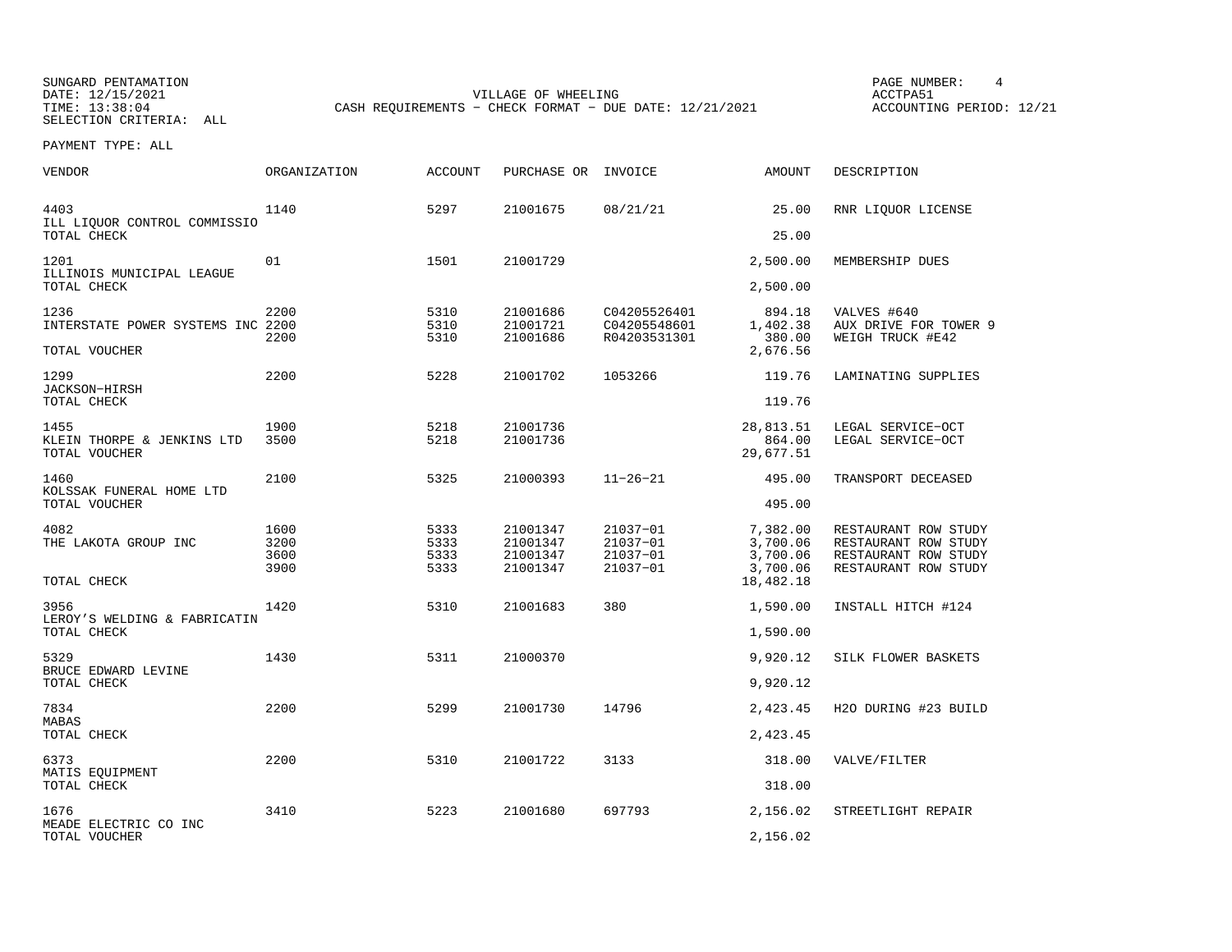SUNGARD PENTAMATION
DATE: 12/15/2021
TIME: 13:38:04
SELECTION CRITERIA: ALL

VILLAGE OF WHEELING
CASH REQUIREMENTS - CHECK FORMAT - DUE DATE: 12/21/2021

PAGE NUMBER: 4
ACCTPA51
ACCOUNTING PERIOD: 12/21

PAYMENT TYPE: ALL

| VENDOR | ORGANIZATION | ACCOUNT | PURCHASE OR | INVOICE | AMOUNT | DESCRIPTION |
|---|---|---|---|---|---|---|
| 4403 | 1140 | 5297 | 21001675 | 08/21/21 | 25.00 | RNR LIQUOR LICENSE |
| ILL LIQUOR CONTROL COMMISSIO | | | | | | |
| TOTAL CHECK | | | | | 25.00 | |
| 1201 | 01 | 1501 | 21001729 | | 2,500.00 | MEMBERSHIP DUES |
| ILLINOIS MUNICIPAL LEAGUE | | | | | | |
| TOTAL CHECK | | | | | 2,500.00 | |
| 1236 | 2200 | 5310 | 21001686 | C04205526401 | 894.18 | VALVES #640 |
| INTERSTATE POWER SYSTEMS INC | 2200 | 5310 | 21001721 | C04205548601 | 1,402.38 | AUX DRIVE FOR TOWER 9 |
| | 2200 | 5310 | 21001686 | R04203531301 | 380.00 | WEIGH TRUCK #E42 |
| TOTAL VOUCHER | | | | | 2,676.56 | |
| 1299 | 2200 | 5228 | 21001702 | 1053266 | 119.76 | LAMINATING SUPPLIES |
| JACKSON-HIRSH | | | | | | |
| TOTAL CHECK | | | | | 119.76 | |
| 1455 | 1900 | 5218 | 21001736 | | 28,813.51 | LEGAL SERVICE-OCT |
| KLEIN THORPE & JENKINS LTD | 3500 | 5218 | 21001736 | | 864.00 | LEGAL SERVICE-OCT |
| TOTAL VOUCHER | | | | | 29,677.51 | |
| 1460 | 2100 | 5325 | 21000393 | 11-26-21 | 495.00 | TRANSPORT DECEASED |
| KOLSSAK FUNERAL HOME LTD | | | | | | |
| TOTAL VOUCHER | | | | | 495.00 | |
| 4082 | 1600 | 5333 | 21001347 | 21037-01 | 7,382.00 | RESTAURANT ROW STUDY |
| THE LAKOTA GROUP INC | 3200 | 5333 | 21001347 | 21037-01 | 3,700.06 | RESTAURANT ROW STUDY |
| | 3600 | 5333 | 21001347 | 21037-01 | 3,700.06 | RESTAURANT ROW STUDY |
| | 3900 | 5333 | 21001347 | 21037-01 | 3,700.06 | RESTAURANT ROW STUDY |
| TOTAL CHECK | | | | | 18,482.18 | |
| 3956 | 1420 | 5310 | 21001683 | 380 | 1,590.00 | INSTALL HITCH #124 |
| LEROY'S WELDING & FABRICATIN | | | | | | |
| TOTAL CHECK | | | | | 1,590.00 | |
| 5329 | 1430 | 5311 | 21000370 | | 9,920.12 | SILK FLOWER BASKETS |
| BRUCE EDWARD LEVINE | | | | | | |
| TOTAL CHECK | | | | | 9,920.12 | |
| 7834 | 2200 | 5299 | 21001730 | 14796 | 2,423.45 | H2O DURING #23 BUILD |
| MABAS | | | | | | |
| TOTAL CHECK | | | | | 2,423.45 | |
| 6373 | 2200 | 5310 | 21001722 | 3133 | 318.00 | VALVE/FILTER |
| MATIS EQUIPMENT | | | | | | |
| TOTAL CHECK | | | | | 318.00 | |
| 1676 | 3410 | 5223 | 21001680 | 697793 | 2,156.02 | STREETLIGHT REPAIR |
| MEADE ELECTRIC CO INC | | | | | | |
| TOTAL VOUCHER | | | | | 2,156.02 | |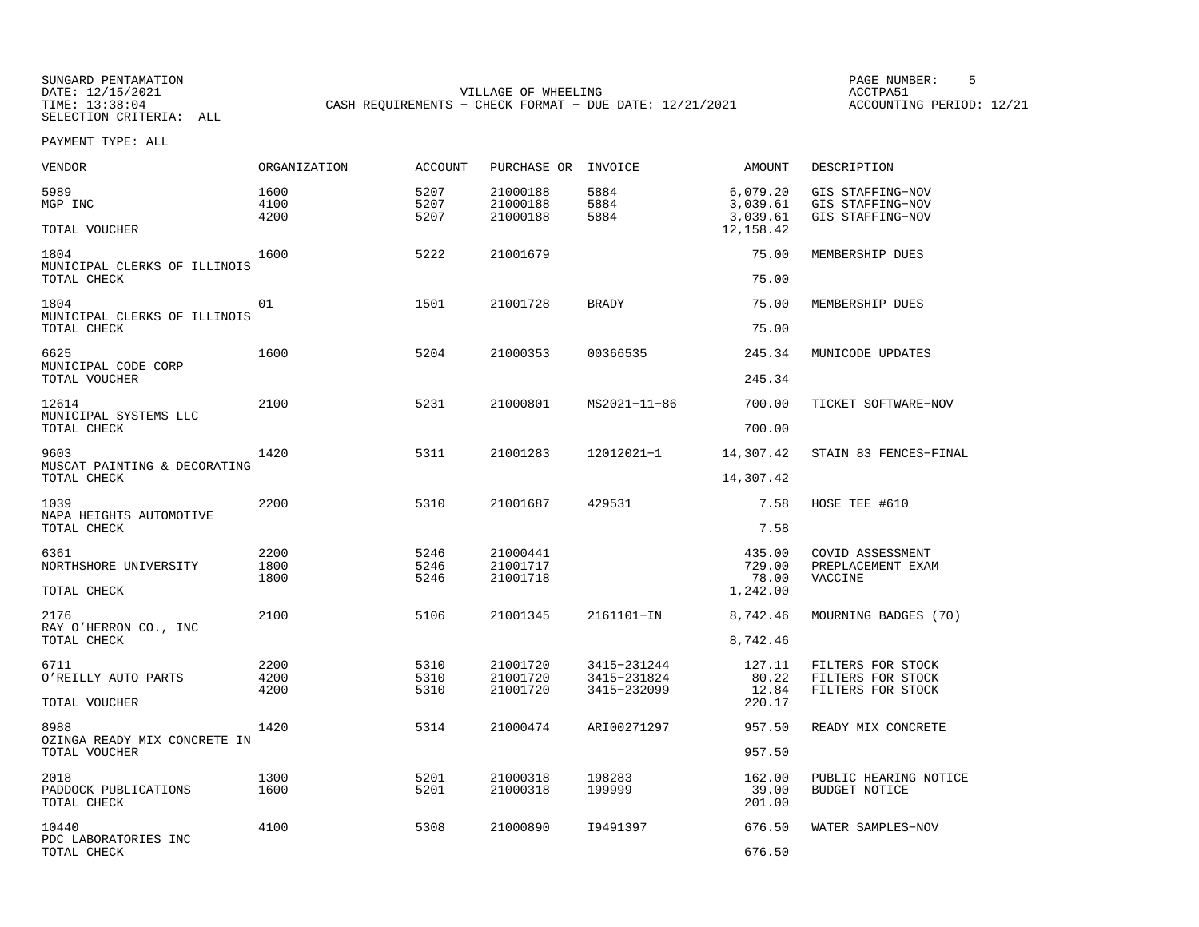SUNGARD PENTAMATION
DATE: 12/15/2021
TIME: 13:38:04
SELECTION CRITERIA: ALL

VILLAGE OF WHEELING
CASH REQUIREMENTS - CHECK FORMAT - DUE DATE: 12/21/2021

PAGE NUMBER: 5
ACCTPA51
ACCOUNTING PERIOD: 12/21

PAYMENT TYPE: ALL

| VENDOR | ORGANIZATION | ACCOUNT | PURCHASE OR | INVOICE | AMOUNT | DESCRIPTION |
|---|---|---|---|---|---|---|
| 5989 | 1600 | 5207 | 21000188 | 5884 | 6,079.20 | GIS STAFFING-NOV |
| MGP INC | 4100 | 5207 | 21000188 | 5884 | 3,039.61 | GIS STAFFING-NOV |
| | 4200 | 5207 | 21000188 | 5884 | 3,039.61 | GIS STAFFING-NOV |
| TOTAL VOUCHER | | | | | 12,158.42 | |
| 1804 | 1600 | 5222 | 21001679 | | 75.00 | MEMBERSHIP DUES |
| MUNICIPAL CLERKS OF ILLINOIS | | | | | | |
| TOTAL CHECK | | | | | 75.00 | |
| 1804 | 01 | 1501 | 21001728 | BRADY | 75.00 | MEMBERSHIP DUES |
| MUNICIPAL CLERKS OF ILLINOIS | | | | | | |
| TOTAL CHECK | | | | | 75.00 | |
| 6625 | 1600 | 5204 | 21000353 | 00366535 | 245.34 | MUNICODE UPDATES |
| MUNICIPAL CODE CORP | | | | | | |
| TOTAL VOUCHER | | | | | 245.34 | |
| 12614 | 2100 | 5231 | 21000801 | MS2021-11-86 | 700.00 | TICKET SOFTWARE-NOV |
| MUNICIPAL SYSTEMS LLC | | | | | | |
| TOTAL CHECK | | | | | 700.00 | |
| 9603 | 1420 | 5311 | 21001283 | 12012021-1 | 14,307.42 | STAIN 83 FENCES-FINAL |
| MUSCAT PAINTING & DECORATING | | | | | | |
| TOTAL CHECK | | | | | 14,307.42 | |
| 1039 | 2200 | 5310 | 21001687 | 429531 | 7.58 | HOSE TEE #610 |
| NAPA HEIGHTS AUTOMOTIVE | | | | | | |
| TOTAL CHECK | | | | | 7.58 | |
| 6361 | 2200 | 5246 | 21000441 | | 435.00 | COVID ASSESSMENT |
| NORTHSHORE UNIVERSITY | 1800 | 5246 | 21001717 | | 729.00 | PREPLACEMENT EXAM |
| | 1800 | 5246 | 21001718 | | 78.00 | VACCINE |
| TOTAL CHECK | | | | | 1,242.00 | |
| 2176 | 2100 | 5106 | 21001345 | 2161101-IN | 8,742.46 | MOURNING BADGES (70) |
| RAY O'HERRON CO., INC | | | | | | |
| TOTAL CHECK | | | | | 8,742.46 | |
| 6711 | 2200 | 5310 | 21001720 | 3415-231244 | 127.11 | FILTERS FOR STOCK |
| O'REILLY AUTO PARTS | 4200 | 5310 | 21001720 | 3415-231824 | 80.22 | FILTERS FOR STOCK |
| | 4200 | 5310 | 21001720 | 3415-232099 | 12.84 | FILTERS FOR STOCK |
| TOTAL VOUCHER | | | | | 220.17 | |
| 8988 | 1420 | 5314 | 21000474 | ARI00271297 | 957.50 | READY MIX CONCRETE |
| OZINGA READY MIX CONCRETE IN | | | | | | |
| TOTAL VOUCHER | | | | | 957.50 | |
| 2018 | 1300 | 5201 | 21000318 | 198283 | 162.00 | PUBLIC HEARING NOTICE |
| PADDOCK PUBLICATIONS | 1600 | 5201 | 21000318 | 199999 | 39.00 | BUDGET NOTICE |
| TOTAL CHECK | | | | | 201.00 | |
| 10440 | 4100 | 5308 | 21000890 | I9491397 | 676.50 | WATER SAMPLES-NOV |
| PDC LABORATORIES INC | | | | | | |
| TOTAL CHECK | | | | | 676.50 | |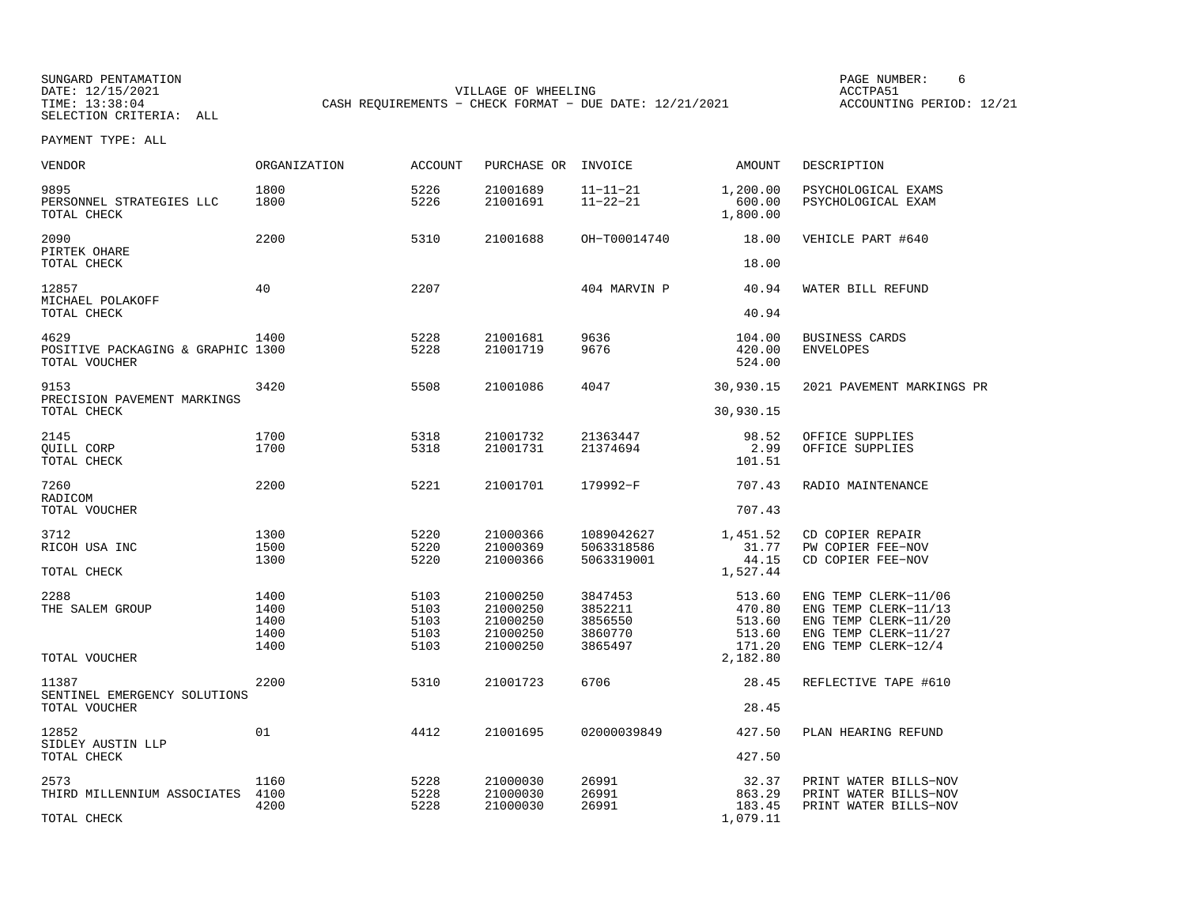SUNGARD PENTAMATION
DATE: 12/15/2021
TIME: 13:38:04
SELECTION CRITERIA: ALL

VILLAGE OF WHEELING
CASH REQUIREMENTS - CHECK FORMAT - DUE DATE: 12/21/2021

ACCTPA51
ACCOUNTING PERIOD: 12/21

PAYMENT TYPE: ALL

| VENDOR | ORGANIZATION | ACCOUNT | PURCHASE OR | INVOICE | AMOUNT | DESCRIPTION |
|---|---|---|---|---|---|---|
| 9895 | 1800 | 5226 | 21001689 | 11-11-21 | 1,200.00 | PSYCHOLOGICAL EXAMS |
| PERSONNEL STRATEGIES LLC | 1800 | 5226 | 21001691 | 11-22-21 | 600.00 | PSYCHOLOGICAL EXAM |
| TOTAL CHECK | | | | | 1,800.00 | |
| 2090 | 2200 | 5310 | 21001688 | OH-T00014740 | 18.00 | VEHICLE PART #640 |
| PIRTEK OHARE | | | | | | |
| TOTAL CHECK | | | | | 18.00 | |
| 12857 | 40 | 2207 | | 404 MARVIN P | 40.94 | WATER BILL REFUND |
| MICHAEL POLAKOFF | | | | | | |
| TOTAL CHECK | | | | | 40.94 | |
| 4629 | 1400 | 5228 | 21001681 | 9636 | 104.00 | BUSINESS CARDS |
| POSITIVE PACKAGING & GRAPHIC | 1300 | 5228 | 21001719 | 9676 | 420.00 | ENVELOPES |
| TOTAL VOUCHER | | | | | 524.00 | |
| 9153 | 3420 | 5508 | 21001086 | 4047 | 30,930.15 | 2021 PAVEMENT MARKINGS PR |
| PRECISION PAVEMENT MARKINGS | | | | | | |
| TOTAL CHECK | | | | | 30,930.15 | |
| 2145 | 1700 | 5318 | 21001732 | 21363447 | 98.52 | OFFICE SUPPLIES |
| QUILL CORP | 1700 | 5318 | 21001731 | 21374694 | 2.99 | OFFICE SUPPLIES |
| TOTAL CHECK | | | | | 101.51 | |
| 7260 | 2200 | 5221 | 21001701 | 179992-F | 707.43 | RADIO MAINTENANCE |
| RADICOM | | | | | | |
| TOTAL VOUCHER | | | | | 707.43 | |
| 3712 | 1300 | 5220 | 21000366 | 1089042627 | 1,451.52 | CD COPIER REPAIR |
| RICOH USA INC | 1500 | 5220 | 21000369 | 5063318586 | 31.77 | PW COPIER FEE-NOV |
| | 1300 | 5220 | 21000366 | 5063319001 | 44.15 | CD COPIER FEE-NOV |
| TOTAL CHECK | | | | | 1,527.44 | |
| 2288 | 1400 | 5103 | 21000250 | 3847453 | 513.60 | ENG TEMP CLERK-11/06 |
| THE SALEM GROUP | 1400 | 5103 | 21000250 | 3852211 | 470.80 | ENG TEMP CLERK-11/13 |
| | 1400 | 5103 | 21000250 | 3856550 | 513.60 | ENG TEMP CLERK-11/20 |
| | 1400 | 5103 | 21000250 | 3860770 | 513.60 | ENG TEMP CLERK-11/27 |
| | 1400 | 5103 | 21000250 | 3865497 | 171.20 | ENG TEMP CLERK-12/4 |
| TOTAL VOUCHER | | | | | 2,182.80 | |
| 11387 | 2200 | 5310 | 21001723 | 6706 | 28.45 | REFLECTIVE TAPE #610 |
| SENTINEL EMERGENCY SOLUTIONS | | | | | | |
| TOTAL VOUCHER | | | | | 28.45 | |
| 12852 | 01 | 4412 | 21001695 | 02000039849 | 427.50 | PLAN HEARING REFUND |
| SIDLEY AUSTIN LLP | | | | | | |
| TOTAL CHECK | | | | | 427.50 | |
| 2573 | 1160 | 5228 | 21000030 | 26991 | 32.37 | PRINT WATER BILLS-NOV |
| THIRD MILLENNIUM ASSOCIATES | 4100 | 5228 | 21000030 | 26991 | 863.29 | PRINT WATER BILLS-NOV |
| | 4200 | 5228 | 21000030 | 26991 | 183.45 | PRINT WATER BILLS-NOV |
| TOTAL CHECK | | | | | 1,079.11 | |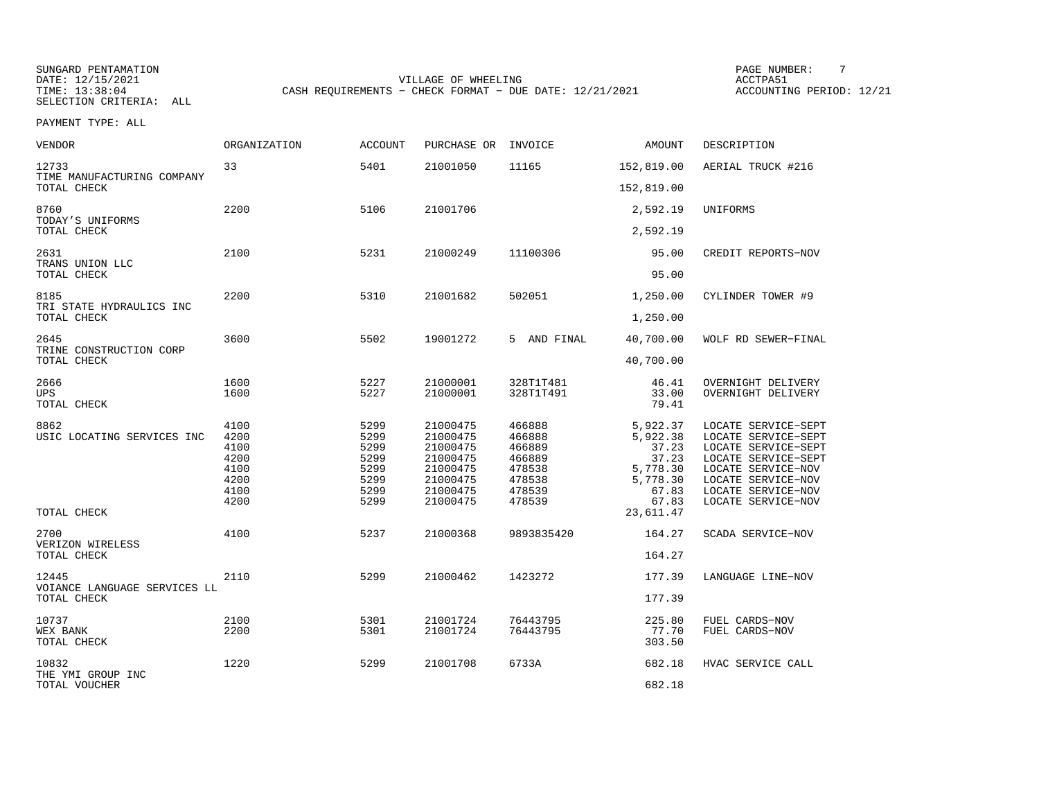SUNGARD PENTAMATION
DATE: 12/15/2021
TIME: 13:38:04
SELECTION CRITERIA: ALL

VILLAGE OF WHEELING
CASH REQUIREMENTS - CHECK FORMAT - DUE DATE: 12/21/2021

PAGE NUMBER: 7
ACCTPA51
ACCOUNTING PERIOD: 12/21

PAYMENT TYPE: ALL

| VENDOR | ORGANIZATION | ACCOUNT | PURCHASE OR | INVOICE | AMOUNT | DESCRIPTION |
|---|---|---|---|---|---|---|
| 12733 | 33 | 5401 | 21001050 | 11165 | 152,819.00 | AERIAL TRUCK #216 |
| TIME MANUFACTURING COMPANY | | | | | | |
| TOTAL CHECK | | | | | 152,819.00 | |
| 8760 | 2200 | 5106 | 21001706 | | 2,592.19 | UNIFORMS |
| TODAY'S UNIFORMS | | | | | | |
| TOTAL CHECK | | | | | 2,592.19 | |
| 2631 | 2100 | 5231 | 21000249 | 11100306 | 95.00 | CREDIT REPORTS-NOV |
| TRANS UNION LLC | | | | | | |
| TOTAL CHECK | | | | | 95.00 | |
| 8185 | 2200 | 5310 | 21001682 | 502051 | 1,250.00 | CYLINDER TOWER #9 |
| TRI STATE HYDRAULICS INC | | | | | | |
| TOTAL CHECK | | | | | 1,250.00 | |
| 2645 | 3600 | 5502 | 19001272 | 5 AND FINAL | 40,700.00 | WOLF RD SEWER-FINAL |
| TRINE CONSTRUCTION CORP | | | | | | |
| TOTAL CHECK | | | | | 40,700.00 | |
| 2666 | 1600 | 5227 | 21000001 | 328T1T481 | 46.41 | OVERNIGHT DELIVERY |
| UPS | 1600 | 5227 | 21000001 | 328T1T491 | 33.00 | OVERNIGHT DELIVERY |
| TOTAL CHECK | | | | | 79.41 | |
| 8862 | 4100 | 5299 | 21000475 | 466888 | 5,922.37 | LOCATE SERVICE-SEPT |
| USIC LOCATING SERVICES INC | 4200 | 5299 | 21000475 | 466888 | 5,922.38 | LOCATE SERVICE-SEPT |
| | 4100 | 5299 | 21000475 | 466889 | 37.23 | LOCATE SERVICE-SEPT |
| | 4200 | 5299 | 21000475 | 466889 | 37.23 | LOCATE SERVICE-SEPT |
| | 4100 | 5299 | 21000475 | 478538 | 5,778.30 | LOCATE SERVICE-NOV |
| | 4200 | 5299 | 21000475 | 478538 | 5,778.30 | LOCATE SERVICE-NOV |
| | 4100 | 5299 | 21000475 | 478539 | 67.83 | LOCATE SERVICE-NOV |
| | 4200 | 5299 | 21000475 | 478539 | 67.83 | LOCATE SERVICE-NOV |
| TOTAL CHECK | | | | | 23,611.47 | |
| 2700 | 4100 | 5237 | 21000368 | 9893835420 | 164.27 | SCADA SERVICE-NOV |
| VERIZON WIRELESS | | | | | | |
| TOTAL CHECK | | | | | 164.27 | |
| 12445 | 2110 | 5299 | 21000462 | 1423272 | 177.39 | LANGUAGE LINE-NOV |
| VOIANCE LANGUAGE SERVICES LL | | | | | | |
| TOTAL CHECK | | | | | 177.39 | |
| 10737 | 2100 | 5301 | 21001724 | 76443795 | 225.80 | FUEL CARDS-NOV |
| WEX BANK | 2200 | 5301 | 21001724 | 76443795 | 77.70 | FUEL CARDS-NOV |
| TOTAL CHECK | | | | | 303.50 | |
| 10832 | 1220 | 5299 | 21001708 | 6733A | 682.18 | HVAC SERVICE CALL |
| THE YMI GROUP INC | | | | | | |
| TOTAL VOUCHER | | | | | 682.18 | |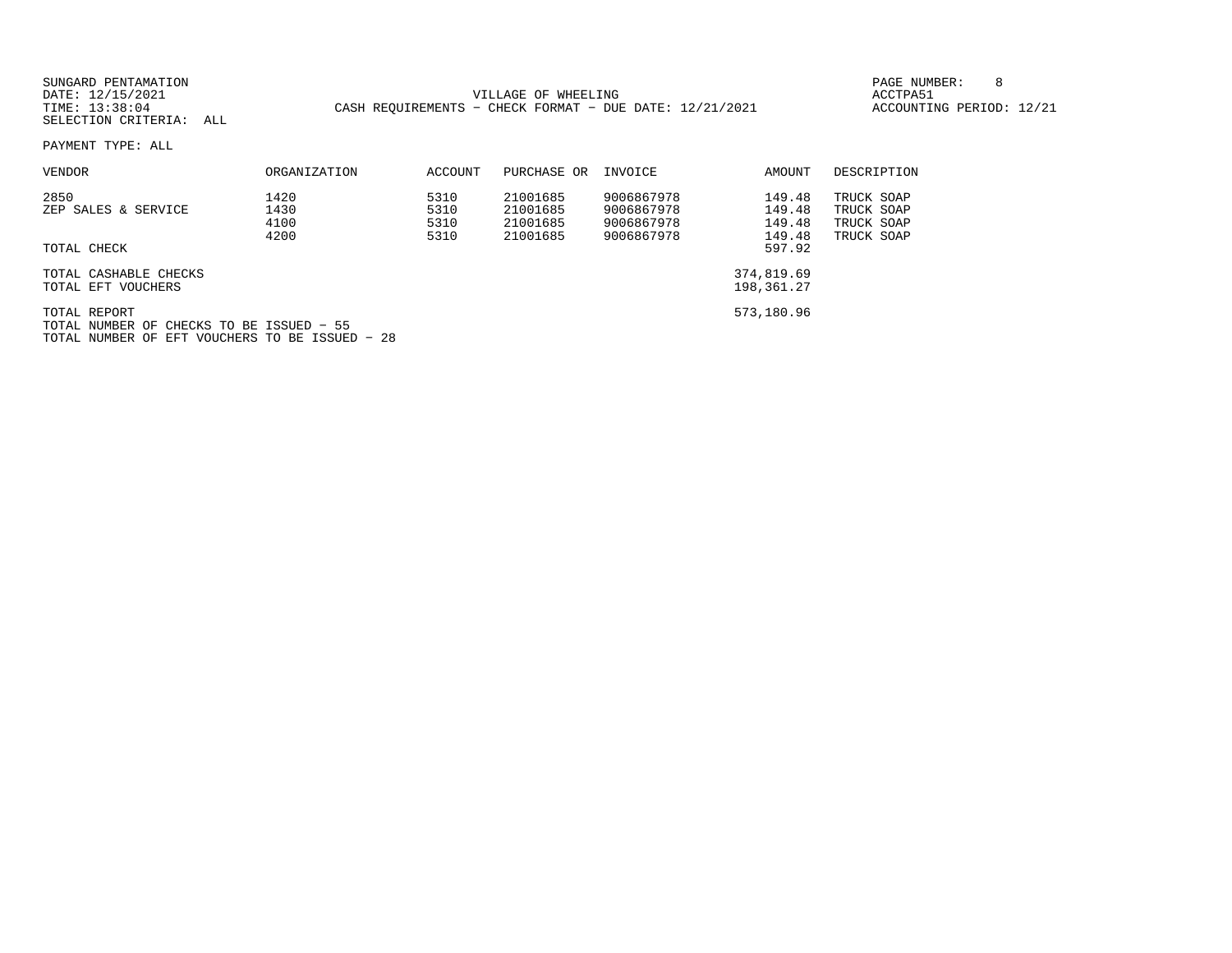SUNGARD PENTAMATION
DATE: 12/15/2021
TIME: 13:38:04
SELECTION CRITERIA: ALL

VILLAGE OF WHEELING
CASH REQUIREMENTS - CHECK FORMAT - DUE DATE: 12/21/2021

PAGE NUMBER: 8
ACCTPA51
ACCOUNTING PERIOD: 12/21

PAYMENT TYPE: ALL

| VENDOR | ORGANIZATION | ACCOUNT | PURCHASE OR | INVOICE | AMOUNT | DESCRIPTION |
|---|---|---|---|---|---|---|
| 2850 | 1420 | 5310 | 21001685 | 9006867978 | 149.48 | TRUCK SOAP |
| ZEP SALES & SERVICE | 1430 | 5310 | 21001685 | 9006867978 | 149.48 | TRUCK SOAP |
| | 4100 | 5310 | 21001685 | 9006867978 | 149.48 | TRUCK SOAP |
| | 4200 | 5310 | 21001685 | 9006867978 | 149.48 | TRUCK SOAP |
| TOTAL CHECK | | | | | 597.92 | |
| TOTAL CASHABLE CHECKS | | | | | 374,819.69 | |
| TOTAL EFT VOUCHERS | | | | | 198,361.27 | |
| TOTAL REPORT | | | | | 573,180.96 | |

TOTAL NUMBER OF CHECKS TO BE ISSUED - 55
TOTAL NUMBER OF EFT VOUCHERS TO BE ISSUED - 28